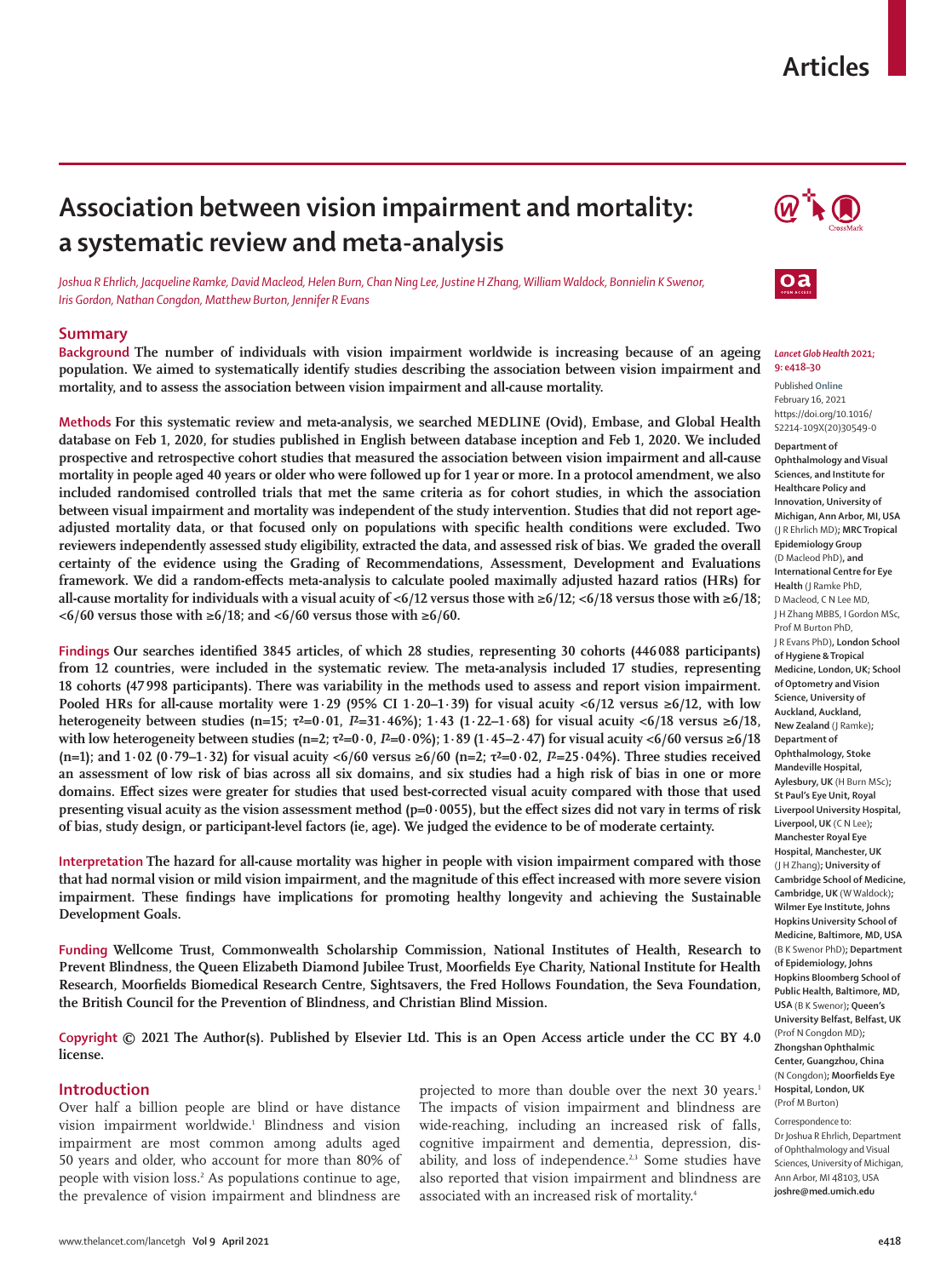# Association between vision impairment and mortality: a systematic review and meta-analysis

*Joshua R Ehrlich, Jacqueline Ramke, David Macleod, Helen Burn, Chan Ning Lee, Justine H Zhang, William Waldock, Bonnielin K Swenor, Iris Gordon, Nathan Congdon, Matthew Burton, Jennifer R Evans*

## Summary

**Background** The number of individuals with vision impairment worldwide is increasing because of an ageing population. We aimed to systematically identify studies describing the association between vision impairment and mortality, and to assess the association between vision impairment and all-cause mortality.

**Methods** For this systematic review and meta-analysis, we searched MEDLINE (Ovid), Embase, and Global Health database on Feb 1, 2020, for studies published in English between database inception and Feb 1, 2020. We included prospective and retrospective cohort studies that measured the association between vision impairment and all-cause mortality in people aged 40 years or older who were followed up for 1 year or more. In a protocol amendment, we also included randomised controlled trials that met the same criteria as for cohort studies, in which the association between visual impairment and mortality was independent of the study intervention. Studies that did not report age-adjusted mortality data, or that focused only on populations with specific health conditions were excluded. Two reviewers independently assessed study eligibility, extracted the data, and assessed risk of bias. We graded the overall certainty of the evidence using the Grading of Recommendations, Assessment, Development and Evaluations framework. We did a random-effects meta-analysis to calculate pooled maximally adjusted hazard ratios (HRs) for all-cause mortality for individuals with a visual acuity of <6/12 versus those with ≥6/12; <6/18 versus those with ≥6/18; <6/60 versus those with ≥6/18; and <6/60 versus those with ≥6/60.

**Findings** Our searches identified 3845 articles, of which 28 studies, representing 30 cohorts (446 088 participants) from 12 countries, were included in the systematic review. The meta-analysis included 17 studies, representing 18 cohorts (47 998 participants). There was variability in the methods used to assess and report vision impairment. Pooled HRs for all-cause mortality were 1·29 (95% CI 1·20–1·39) for visual acuity <6/12 versus ≥6/12, with low heterogeneity between studies (n=15; $\tau^2$=0·01, $I^2$=31·46%); 1·43 (1·22–1·68) for visual acuity <6/18 versus ≥6/18, with low heterogeneity between studies (n=2; $\tau^2$=0·0, $I^2$=0·0%); 1·89 (1·45–2·47) for visual acuity <6/60 versus ≥6/18 (n=1); and 1·02 (0·79–1·32) for visual acuity <6/60 versus ≥6/60 (n=2; $\tau^2$=0·02, $I^2$=25·04%). Three studies received an assessment of low risk of bias across all six domains, and six studies had a high risk of bias in one or more domains. Effect sizes were greater for studies that used best-corrected visual acuity compared with those that used presenting visual acuity as the vision assessment method (p=0·0055), but the effect sizes did not vary in terms of risk of bias, study design, or participant-level factors (ie, age). We judged the evidence to be of moderate certainty.

**Interpretation** The hazard for all-cause mortality was higher in people with vision impairment compared with those that had normal vision or mild vision impairment, and the magnitude of this effect increased with more severe vision impairment. These findings have implications for promoting healthy longevity and achieving the Sustainable Development Goals.

**Funding** Wellcome Trust, Commonwealth Scholarship Commission, National Institutes of Health, Research to Prevent Blindness, the Queen Elizabeth Diamond Jubilee Trust, Moorfields Eye Charity, National Institute for Health Research, Moorfields Biomedical Research Centre, Sightsavers, the Fred Hollows Foundation, the Seva Foundation, the British Council for the Prevention of Blindness, and Christian Blind Mission.

**Copyright** © 2021 The Author(s). Published by Elsevier Ltd. This is an Open Access article under the CC BY 4.0 license.

*Lancet Glob Health* 2021; 9: e418–30

Published Online February 16, 2021 https://doi.org/10.1016/S2214-109X(20)30549-0

**Department of Ophthalmology and Visual Sciences, and Institute for Healthcare Policy and Innovation, University of Michigan, Ann Arbor, MI, USA** (J R Ehrlich MD)**; MRC Tropical Epidemiology Group** (D Macleod PhD)**, and International Centre for Eye Health** (J Ramke PhD, D Macleod, C N Lee MD, J H Zhang MBBS, I Gordon MSc, Prof M Burton PhD, J R Evans PhD)**, London School of Hygiene & Tropical Medicine, London, UK; School of Optometry and Vision Science, University of Auckland, Auckland, New Zealand** (J Ramke)**; Department of Ophthalmology, Stoke Mandeville Hospital, Aylesbury, UK** (H Burn MSc)**; St Paul's Eye Unit, Royal Liverpool University Hospital, Liverpool, UK** (C N Lee)**; Manchester Royal Eye Hospital, Manchester, UK** (J H Zhang)**; University of Cambridge School of Medicine, Cambridge, UK** (W Waldock)**; Wilmer Eye Institute, Johns Hopkins University School of Medicine, Baltimore, MD, USA** (B K Swenor PhD)**; Department of Epidemiology, Johns Hopkins Bloomberg School of Public Health, Baltimore, MD, USA** (B K Swenor)**; Queen's University Belfast, Belfast, UK** (Prof N Congdon MD)**; Zhongshan Ophthalmic Center, Guangzhou, China** (N Congdon)**; Moorfields Eye Hospital, London, UK** (Prof M Burton)

Correspondence to: Dr Joshua R Ehrlich, Department of Ophthalmology and Visual Sciences, University of Michigan, Ann Arbor, MI 48103, USA **joshre@med.umich.edu**

## Introduction

Over half a billion people are blind or have distance vision impairment worldwide.[1] Blindness and vision impairment are most common among adults aged 50 years and older, who account for more than 80% of people with vision loss.[2] As populations continue to age, the prevalence of vision impairment and blindness are projected to more than double over the next 30 years.[1] The impacts of vision impairment and blindness are wide-reaching, including an increased risk of falls, cognitive impairment and dementia, depression, disability, and loss of independence.[2,3] Some studies have also reported that vision impairment and blindness are associated with an increased risk of mortality.[4]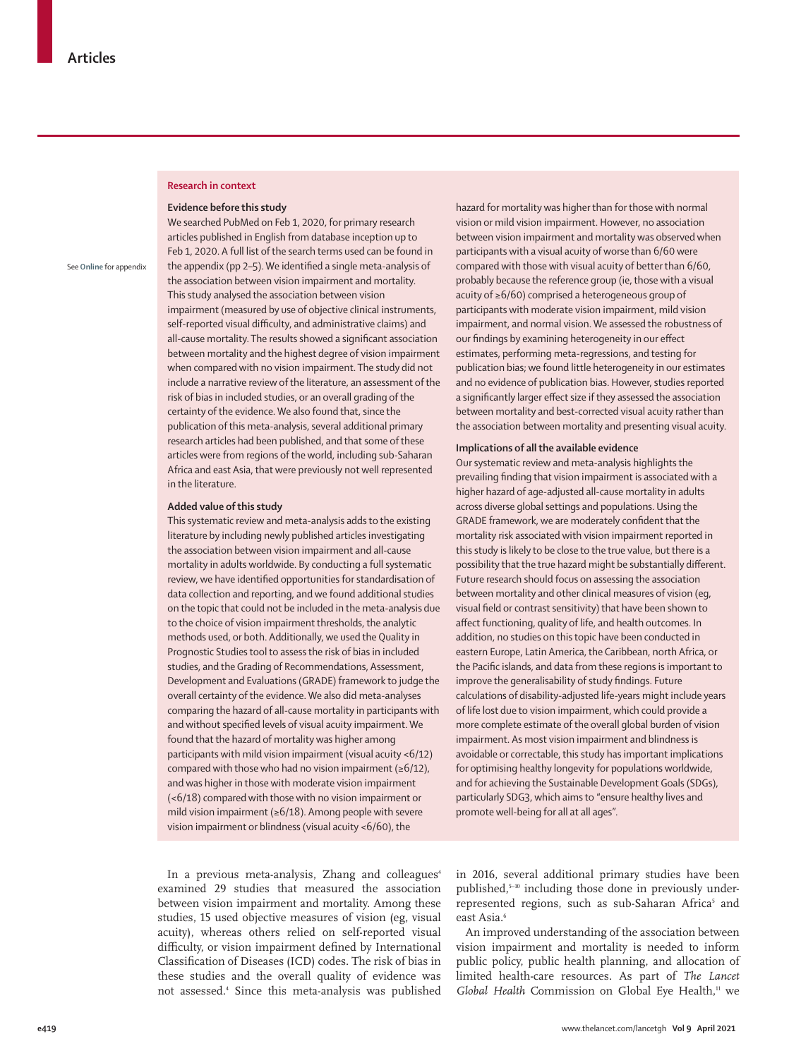## Research in context

See **Online** for appendix

### Evidence before this study

We searched PubMed on Feb 1, 2020, for primary research articles published in English from database inception up to Feb 1, 2020. A full list of the search terms used can be found in the appendix (pp 2–5). We identified a single meta-analysis of the association between vision impairment and mortality. This study analysed the association between vision impairment (measured by use of objective clinical instruments, self-reported visual difficulty, and administrative claims) and all-cause mortality. The results showed a significant association between mortality and the highest degree of vision impairment when compared with no vision impairment. The study did not include a narrative review of the literature, an assessment of the risk of bias in included studies, or an overall grading of the certainty of the evidence. We also found that, since the publication of this meta-analysis, several additional primary research articles had been published, and that some of these articles were from regions of the world, including sub-Saharan Africa and east Asia, that were previously not well represented in the literature.

### Added value of this study

This systematic review and meta-analysis adds to the existing literature by including newly published articles investigating the association between vision impairment and all-cause mortality in adults worldwide. By conducting a full systematic review, we have identified opportunities for standardisation of data collection and reporting, and we found additional studies on the topic that could not be included in the meta-analysis due to the choice of vision impairment thresholds, the analytic methods used, or both. Additionally, we used the Quality in Prognostic Studies tool to assess the risk of bias in included studies, and the Grading of Recommendations, Assessment, Development and Evaluations (GRADE) framework to judge the overall certainty of the evidence. We also did meta-analyses comparing the hazard of all-cause mortality in participants with and without specified levels of visual acuity impairment. We found that the hazard of mortality was higher among participants with mild vision impairment (visual acuity <6/12) compared with those who had no vision impairment (≥6/12), and was higher in those with moderate vision impairment (<6/18) compared with those with no vision impairment or mild vision impairment (≥6/18). Among people with severe vision impairment or blindness (visual acuity <6/60), the hazard for mortality was higher than for those with normal vision or mild vision impairment. However, no association between vision impairment and mortality was observed when participants with a visual acuity of worse than 6/60 were compared with those with visual acuity of better than 6/60, probably because the reference group (ie, those with a visual acuity of ≥6/60) comprised a heterogeneous group of participants with moderate vision impairment, mild vision impairment, and normal vision. We assessed the robustness of our findings by examining heterogeneity in our effect estimates, performing meta-regressions, and testing for publication bias; we found little heterogeneity in our estimates and no evidence of publication bias. However, studies reported a significantly larger effect size if they assessed the association between mortality and best-corrected visual acuity rather than the association between mortality and presenting visual acuity.

### Implications of all the available evidence

Our systematic review and meta-analysis highlights the prevailing finding that vision impairment is associated with a higher hazard of age-adjusted all-cause mortality in adults across diverse global settings and populations. Using the GRADE framework, we are moderately confident that the mortality risk associated with vision impairment reported in this study is likely to be close to the true value, but there is a possibility that the true hazard might be substantially different. Future research should focus on assessing the association between mortality and other clinical measures of vision (eg, visual field or contrast sensitivity) that have been shown to affect functioning, quality of life, and health outcomes. In addition, no studies on this topic have been conducted in eastern Europe, Latin America, the Caribbean, north Africa, or the Pacific islands, and data from these regions is important to improve the generalisability of study findings. Future calculations of disability-adjusted life-years might include years of life lost due to vision impairment, which could provide a more complete estimate of the overall global burden of vision impairment. As most vision impairment and blindness is avoidable or correctable, this study has important implications for optimising healthy longevity for populations worldwide, and for achieving the Sustainable Development Goals (SDGs), particularly SDG3, which aims to "ensure healthy lives and promote well-being for all at all ages".

In a previous meta-analysis, Zhang and colleagues[4] examined 29 studies that measured the association between vision impairment and mortality. Among these studies, 15 used objective measures of vision (eg, visual acuity), whereas others relied on self-reported visual difficulty, or vision impairment defined by International Classification of Diseases (ICD) codes. The risk of bias in these studies and the overall quality of evidence was not assessed.[4] Since this meta-analysis was published in 2016, several additional primary studies have been published,[5–10] including those done in previously under-represented regions, such as sub-Saharan Africa[5] and east Asia.[6]

An improved understanding of the association between vision impairment and mortality is needed to inform public policy, public health planning, and allocation of limited health-care resources. As part of *The Lancet Global Health* Commission on Global Eye Health,[11] we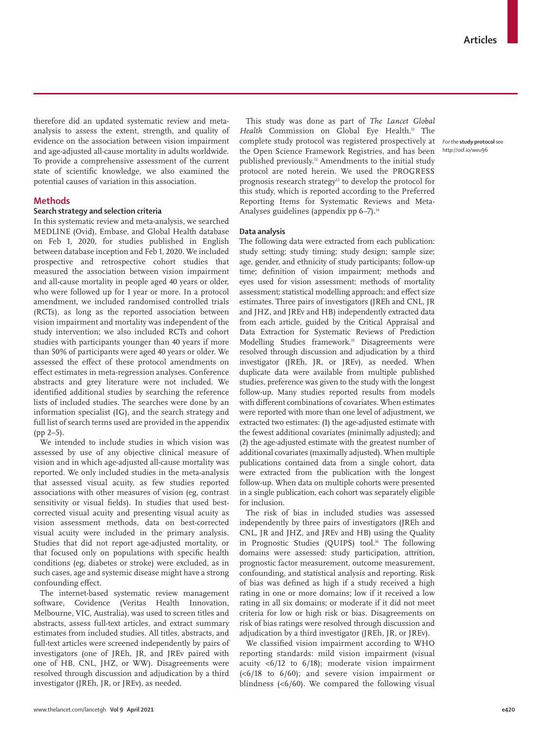therefore did an updated systematic review and meta-analysis to assess the extent, strength, and quality of evidence on the association between vision impairment and age-adjusted all-cause mortality in adults worldwide. To provide a comprehensive assessment of the current state of scientific knowledge, we also examined the potential causes of variation in this association.

## Methods

### Search strategy and selection criteria

In this systematic review and meta-analysis, we searched MEDLINE (Ovid), Embase, and Global Health database on Feb 1, 2020, for studies published in English between database inception and Feb 1, 2020. We included prospective and retrospective cohort studies that measured the association between vision impairment and all-cause mortality in people aged 40 years or older, who were followed up for 1 year or more. In a protocol amendment, we included randomised controlled trials (RCTs), as long as the reported association between vision impairment and mortality was independent of the study intervention; we also included RCTs and cohort studies with participants younger than 40 years if more than 50% of participants were aged 40 years or older. We assessed the effect of these protocol amendments on effect estimates in meta-regression analyses. Conference abstracts and grey literature were not included. We identified additional studies by searching the reference lists of included studies. The searches were done by an information specialist (IG), and the search strategy and full list of search terms used are provided in the appendix (pp 2–5).

We intended to include studies in which vision was assessed by use of any objective clinical measure of vision and in which age-adjusted all-cause mortality was reported. We only included studies in the meta-analysis that assessed visual acuity, as few studies reported associations with other measures of vision (eg, contrast sensitivity or visual fields). In studies that used best-corrected visual acuity and presenting visual acuity as vision assessment methods, data on best-corrected visual acuity were included in the primary analysis. Studies that did not report age-adjusted mortality, or that focused only on populations with specific health conditions (eg, diabetes or stroke) were excluded, as in such cases, age and systemic disease might have a strong confounding effect.

The internet-based systematic review management software, Covidence (Veritas Health Innovation, Melbourne, VIC, Australia), was used to screen titles and abstracts, assess full-text articles, and extract summary estimates from included studies. All titles, abstracts, and full-text articles were screened independently by pairs of investigators (one of JREh, JR, and JREv paired with one of HB, CNL, JHZ, or WW). Disagreements were resolved through discussion and adjudication by a third investigator (JREh, JR, or JREv), as needed.

This study was done as part of *The Lancet Global Health* Commission on Global Eye Health.[11] The complete study protocol was registered prospectively at the Open Science Framework Registries, and has been published previously.[12] Amendments to the initial study protocol are noted herein. We used the PROGRESS prognosis research strategy[13] to develop the protocol for this study, which is reported according to the Preferred Reporting Items for Systematic Reviews and Meta-Analyses guidelines (appendix pp 6–7).[14]

For the **study protocol** see http://osf.io/weu96

### Data analysis

The following data were extracted from each publication: study setting; study timing; study design; sample size; age, gender, and ethnicity of study participants; follow-up time; definition of vision impairment; methods and eyes used for vision assessment; methods of mortality assessment; statistical modelling approach; and effect size estimates. Three pairs of investigators (JREh and CNL, JR and JHZ, and JREv and HB) independently extracted data from each article, guided by the Critical Appraisal and Data Extraction for Systematic Reviews of Prediction Modelling Studies framework.[15] Disagreements were resolved through discussion and adjudication by a third investigator (JREh, JR, or JREv), as needed. When duplicate data were available from multiple published studies, preference was given to the study with the longest follow-up. Many studies reported results from models with different combinations of covariates. When estimates were reported with more than one level of adjustment, we extracted two estimates: (1) the age-adjusted estimate with the fewest additional covariates (minimally adjusted); and (2) the age-adjusted estimate with the greatest number of additional covariates (maximally adjusted). When multiple publications contained data from a single cohort, data were extracted from the publication with the longest follow-up. When data on multiple cohorts were presented in a single publication, each cohort was separately eligible for inclusion.

The risk of bias in included studies was assessed independently by three pairs of investigators (JREh and CNL, JR and JHZ, and JREv and HB) using the Quality in Prognostic Studies (QUIPS) tool.[16] The following domains were assessed: study participation, attrition, prognostic factor measurement, outcome measurement, confounding, and statistical analysis and reporting. Risk of bias was defined as high if a study received a high rating in one or more domains; low if it received a low rating in all six domains; or moderate if it did not meet criteria for low or high risk or bias. Disagreements on risk of bias ratings were resolved through discussion and adjudication by a third investigator (JREh, JR, or JREv).

We classified vision impairment according to WHO reporting standards: mild vision impairment (visual acuity <6/12 to 6/18); moderate vision impairment (<6/18 to 6/60); and severe vision impairment or blindness (<6/60). We compared the following visual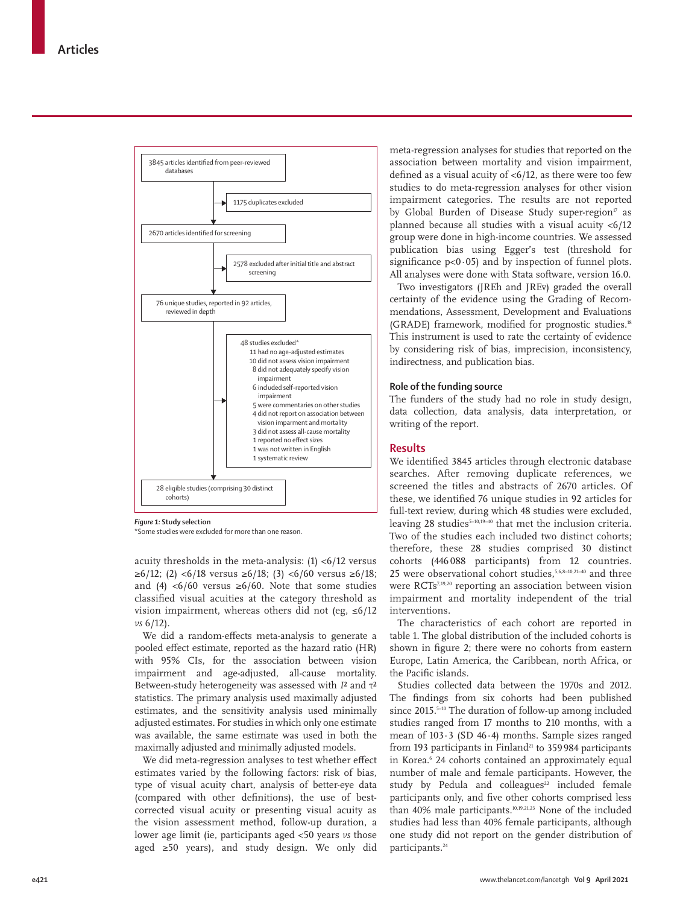3845 articles identified from peer-reviewed databases

→ 1175 duplicates excluded

2670 articles identified for screening

→ 2578 excluded after initial title and abstract screening

76 unique studies, reported in 92 articles, reviewed in depth

→ 48 studies excluded*
- 11 had no age-adjusted estimates
- 10 did not assess vision impairment
- 8 did not adequately specify vision impairment
- 6 included self-reported vision impairment
- 5 were commentaries on other studies
- 4 did not report on association between vision imparment and mortality
- 3 did not assess all-cause mortality
- 1 reported no effect sizes
- 1 was not written in English
- 1 systematic review

28 eligible studies (comprising 30 distinct cohorts)

*Figure 1:* **Study selection**
*Some studies were excluded for more than one reason.

acuity thresholds in the meta-analysis: (1) <6/12 versus ≥6/12; (2) <6/18 versus ≥6/18; (3) <6/60 versus ≥6/18; and (4) <6/60 versus ≥6/60. Note that some studies classified visual acuities at the category threshold as vision impairment, whereas others did not (eg, ≤6/12 *vs* 6/12).

We did a random-effects meta-analysis to generate a pooled effect estimate, reported as the hazard ratio (HR) with 95% CIs, for the association between vision impairment and age-adjusted, all-cause mortality. Between-study heterogeneity was assessed with $I^2$ and $\tau^2$ statistics. The primary analysis used maximally adjusted estimates, and the sensitivity analysis used minimally adjusted estimates. For studies in which only one estimate was available, the same estimate was used in both the maximally adjusted and minimally adjusted models.

We did meta-regression analyses to test whether effect estimates varied by the following factors: risk of bias, type of visual acuity chart, analysis of better-eye data (compared with other definitions), the use of best-corrected visual acuity or presenting visual acuity as the vision assessment method, follow-up duration, a lower age limit (ie, participants aged <50 years *vs* those aged ≥50 years), and study design. We only did meta-regression analyses for studies that reported on the association between mortality and vision impairment, defined as a visual acuity of <6/12, as there were too few studies to do meta-regression analyses for other vision impairment categories. The results are not reported by Global Burden of Disease Study super-region[17] as planned because all studies with a visual acuity <6/12 group were done in high-income countries. We assessed publication bias using Egger's test (threshold for significance p<0·05) and by inspection of funnel plots. All analyses were done with Stata software, version 16.0.

Two investigators (JREh and JREv) graded the overall certainty of the evidence using the Grading of Recommendations, Assessment, Development and Evaluations (GRADE) framework, modified for prognostic studies.[18] This instrument is used to rate the certainty of evidence by considering risk of bias, imprecision, inconsistency, indirectness, and publication bias.

### Role of the funding source

The funders of the study had no role in study design, data collection, data analysis, data interpretation, or writing of the report.

## Results

We identified 3845 articles through electronic database searches. After removing duplicate references, we screened the titles and abstracts of 2670 articles. Of these, we identified 76 unique studies in 92 articles for full-text review, during which 48 studies were excluded, leaving 28 studies[5–10,19–40] that met the inclusion criteria. Two of the studies each included two distinct cohorts; therefore, these 28 studies comprised 30 distinct cohorts (446 088 participants) from 12 countries. 25 were observational cohort studies,[5,6,8–10,21–40] and three were RCTs[7,19,20] reporting an association between vision impairment and mortality independent of the trial interventions.

The characteristics of each cohort are reported in table 1. The global distribution of the included cohorts is shown in figure 2; there were no cohorts from eastern Europe, Latin America, the Caribbean, north Africa, or the Pacific islands.

Studies collected data between the 1970s and 2012. The findings from six cohorts had been published since 2015.[5–10] The duration of follow-up among included studies ranged from 17 months to 210 months, with a mean of 103·3 (SD 46·4) months. Sample sizes ranged from 193 participants in Finland[21] to 359 984 participants in Korea.[6] 24 cohorts contained an approximately equal number of male and female participants. However, the study by Pedula and colleagues[22] included female participants only, and five other cohorts comprised less than 40% male participants.[10,19,21,23] None of the included studies had less than 40% female participants, although one study did not report on the gender distribution of participants.[24]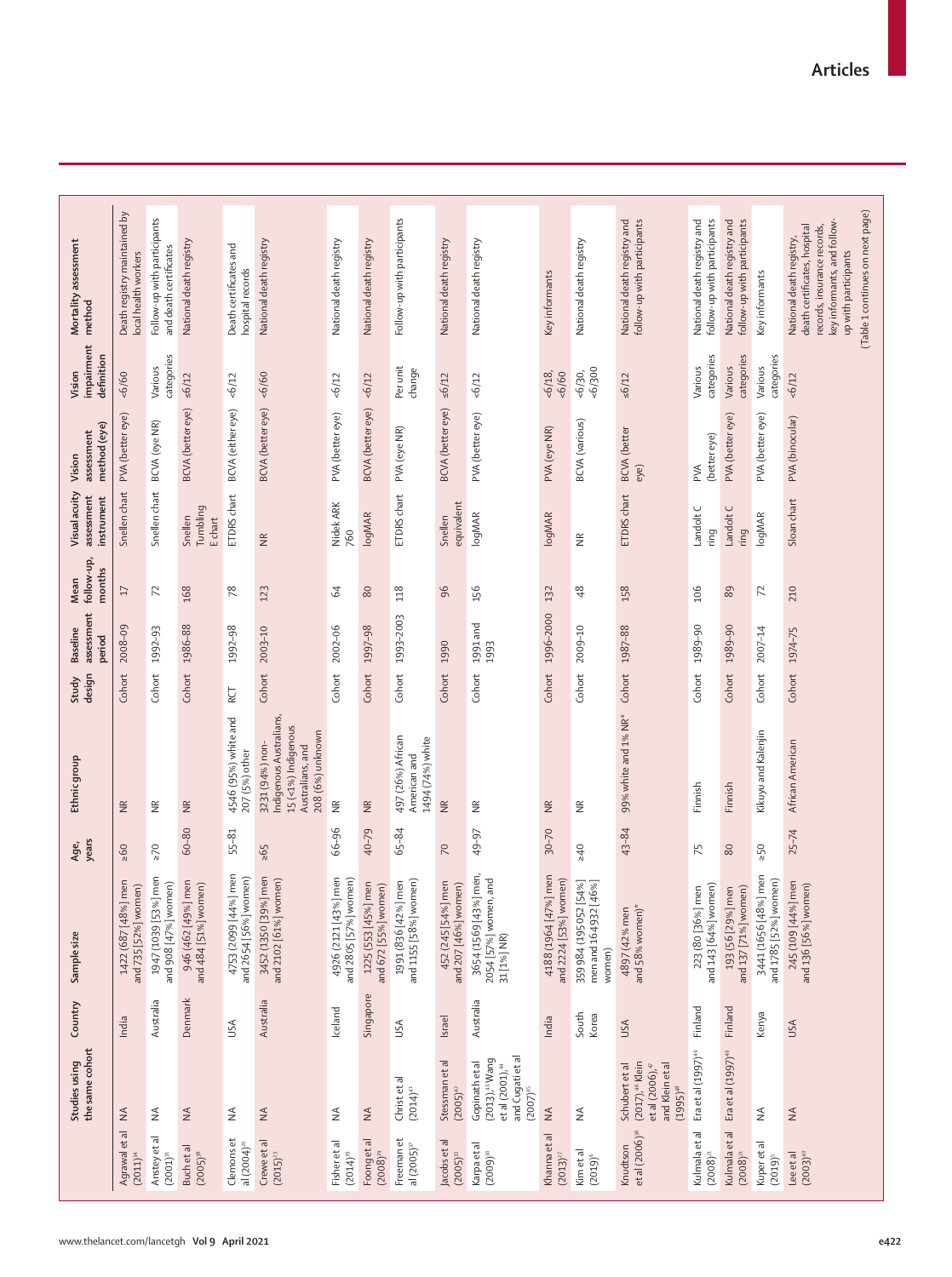| | Studies using the same cohort | Country | Sample size | Age, years | Ethnic group | Study design | Baseline assessment period | Mean follow-up, months | Visual acuity assessment instrument | Vision assessment method (eye) | Vision impairment definition | Mortality assessment method |
|---|---|---|---|---|---|---|---|---|---|---|---|---|
| Agrawal et al (2011)[34] | NA | India | 1422 (687 [48%] men and 735 [52%] women) | ≥60 | NR | Cohort | 2008–09 | 17 | Snellen chart | PVA (better eye) | <6/60 | Death registry maintained by local health workers |
| Anstey et al (2001)[35] | NA | Australia | 1947 (1039 [53%] men and 908 [47%] women) | ≥70 | NR | Cohort | 1992–93 | 72 | Snellen chart | BCVA (eye NR) | Various categories | Follow-up with participants and death certificates |
| Buch et al (2005)[18] | NA | Denmark | 946 (462 [49%] men and 484 [51%] women) | 60–80 | NR | Cohort | 1986–88 | 168 | Snellen Tumbling E chart | BCVA (better eye) | ≤6/12 | National death registry |
| Clemons et al (2004)[20] | NA | USA | 4753 (2099 [44%] men and 2654 [56%] women) | 55–81 | 4546 (95%) white and 207 (5%) other | RCT | 1992–98 | 78 | ETDRS chart | BCVA (either eye) | <6/12 | Death certificates and hospital records |
| Crewe et al (2015)[23] | NA | Australia | 3452 (1350 [39%] men and 2102 [61%] women) | ≥65 | 3231 (94%) non-Indigenous Australians, 15 (<1%) Indigenous Australians, and 208 (6%) unknown | Cohort | 2003–10 | 123 | NR | BCVA (better eye) | <6/60 | National death registry |
| Fisher et al (2014)[39] | NA | Iceland | 4926 (2121 [43%] men and 2805 [57%] women) | 66–96 | NR | Cohort | 2002–06 | 64 | Nidek ARK 760 | PVA (better eye) | <6/12 | National death registry |
| Foong et al (2008)[29] | NA | Singapore | 1225 (553 [45%] men and 672 [55%] women) | 40–79 | NR | Cohort | 1997–98 | 80 | logMAR | BCVA (better eye) | <6/12 | National death registry |
| Freeman et al (2005)[37] | Christ et al (2014)[41] | USA | 1991 (836 [42%] men and 1155 [58%] women) | 65–84 | 497 (26%) African American and 1494 (74%) white | Cohort | 1993–2003 | 118 | ETDRS chart | PVA (eye NR) | Per unit change | Follow-up with participants |
| Jacobs et al (2005)[33] | Stessman et al (2005)[42] | Israel | 452 (245 [54%] men and 207 [46%] women) | 70 | NR | Cohort | 1990 | 96 | Snellen equivalent | BCVA (better eye) | ≤6/12 | National death registry |
| Karpa et al (2009)[30] | Gopinath et al (2013),[43] Wang et al (2001),[44] and Cugati et al (2007)[45] | Australia | 3654 (1569 [43%] men, 2054 [57%] women, and 31 [1%] NR) | 49–97 | NR | Cohort | 1991 and 1993 | 156 | logMAR | PVA (better eye) | <6/12 | National death registry |
| Khanna et al (2013)[17] | NA | India | 4188 (1964 [47%] men and 2224 [53%] women) | 30–70 | NR | Cohort | 1996–2000 | 132 | logMAR | PVA (eye NR) | <6/18, <6/60 | Key informants |
| Kim et al (2019)[5] | NA | South Korea | 359 984 (195 052 [54%] men and 164 932 [46%] women) | ≥40 | NR | Cohort | 2009–10 | 48 | NR | BCVA (various) | <6/30, <6/300 | National death registry |
| Knudtson et al (2006)[36] | Schubert et al (2017),[46] Klein et al (2006),[47] and Klein et al (1995)[48] | USA | 4897 (42% men and 58% women)* | 43–84 | 99% white and 1% NR* | Cohort | 1987–88 | 158 | ETDRS chart | BCVA (better eye) | ≤6/12 | National death registry and follow-up with participants |
| Kulmala et al (2008)[21] | Era et al (1997)[49] | Finland | 223 (80 [36%] men and 143 [64%] women) | 75 | Finnish | Cohort | 1989–90 | 106 | Landolt C ring | PVA (better eye) | Various categories | National death registry and follow-up with participants |
| Kulmala et al (2008)[21] | Era et al (1997)[49] | Finland | 193 (56 [29%] men and 137 [71%] women) | 80 | Finnish | Cohort | 1989–90 | 89 | Landolt C ring | PVA (better eye) | Various categories | National death registry and follow-up with participants |
| Kuper et al (2019)[5] | NA | Kenya | 3441 (1656 [48%] men and 1785 [52%] women) | ≥50 | Kikuyu and Kalenjin | Cohort | 2007–14 | 72 | logMAR | PVA (better eye) | Various categories | Key informants |
| Lee et al (2003)[40] | NA | USA | 245 (109 [44%] men and 136 [56%] women) | 25–74 | African American | Cohort | 1974–75 | 210 | Sloan chart | PVA (binocular) | <6/12 | National death registry, death certificates, hospital records, insurance records, key informants, and follow-up with participants |

(Table 1 continues on next page)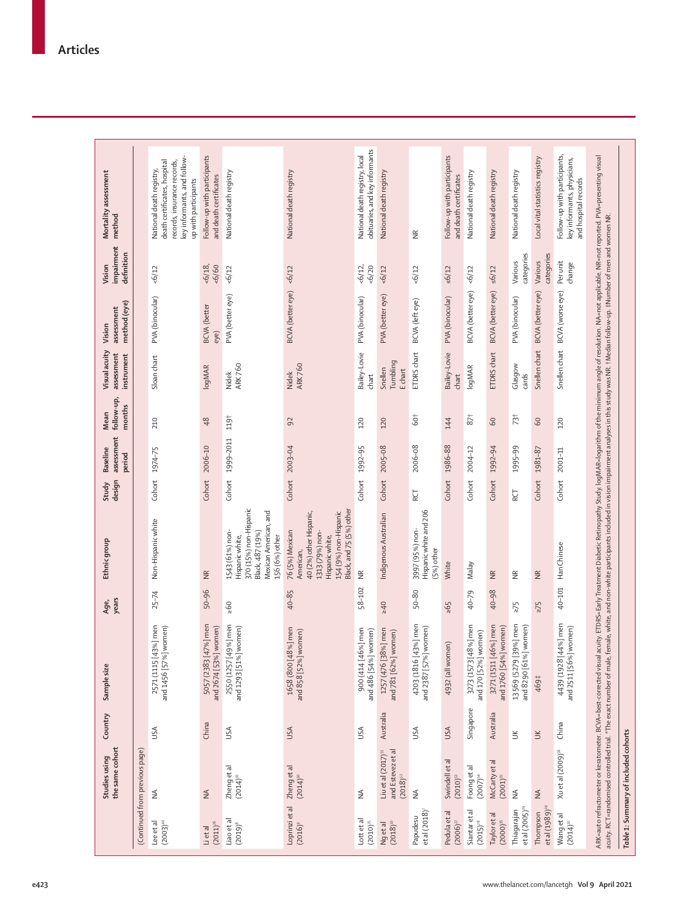## Articles

| | Studies using the same cohort | Country | Sample size | Age, years | Ethnic group | Study design | Baseline assessment period | Mean follow-up, months | Visual acuity assessment instrument | Vision assessment method (eye) | Vision impairment definition | Mortality assessment method |
|---|---|---|---|---|---|---|---|---|---|---|---|---|
| (Continued from previous page) | | | | | | | | | | | | |
| Lee et al (2003)[40] | NA | USA | 2571 (1115 [43%] men and 1456 [57%] women) | 25–74 | Non-Hispanic white | Cohort | 1974–75 | 210 | Sloan chart | PVA (binocular) | <6/12 | National death registry, death certificates, hospital records, insurance records, key informants, and follow-up with participants |
| Li et al (2011)[26] | NA | China | 5057 (2383 [47%] men and 2674 [53%] women) | 50–96 | NR | Cohort | 2006–10 | 48 | logMAR | BCVA (better eye) | <6/18, <6/60 | Follow-up with participants and death certificates |
| Liao et al (2019)[6] | Zheng et al (2014)[50] | USA | 2550 (1257 [49%] men and 1293 [51%] women) | ≥60 | 1543 (61%) non-Hispanic white, 370 (15%) non-Hispanic Black, 487 (19%) Mexican American, and 156 (6%) other | Cohort | 1999–2011 | 119† | Nidek ARK 760 | PVA (better eye) | <6/12 | National death registry |
| Loprinzi et al (2016)[9] | Zheng et al (2014)[50] | USA | 1658 (800 [48%] men and 858 [52%] women) | 40–85 | 76 (5%) Mexican American, 40 (2%) other Hispanic, 1313 (79%) non-Hispanic white, 154 (9%) non-Hispanic Black, and 75 (5%) other | Cohort | 2003–04 | 92 | Nidek ARK 760 | BCVA (better eye) | <6/12 | National death registry |
| Lott et al (2010)[35] | NA | USA | 900 (414 [46%] men and 486 [54%] women) | 58–102 | NR | Cohort | 1992–95 | 120 | Bailey-Lovie chart | PVA (binocular) | <6/12, <6/20 | National death registry, local obituaries, and key informants |
| Ng et al (2018)[10] | Liu et al (2017)[51] and Estevez et al (2018)[52] | Australia | 1257 (476 [38%] men and 781 [62%] women) | ≥40 | Indigenous Australian | Cohort | 2005–08 | 120 | Snellen Tumbling E chart | PVA (better eye) | <6/12 | National death registry |
| Papudesu et al (2018)[7] | NA | USA | 4203 (1816 [43%] men and 2387 [57%] women) | 50–80 | 3997 (95%) non-Hispanic white and 206 (5%) other | RCT | 2006–08 | 60† | ETDRS chart | BCVA (left eye) | <6/12 | NR |
| Pedula et al (2006)[22] | Swindell et al (2010)[53] | USA | 4932 (all women) | ≥65 | White | Cohort | 1986–88 | 144 | Bailey-Lovie chart | PVA (binocular) | ≤6/12 | Follow-up with participants and death certificates |
| Siantar et al (2015)[28] | Foong et al (2007)[54] | Singapore | 3273 (1573 [48%] men and 170 [52%] women) | 40–79 | Malay | Cohort | 2004–12 | 87† | logMAR | BCVA (better eye) | <6/12 | National death registry |
| Taylor et al (2000)[36] | McCarty et al (2001)[55] | Australia | 3271 (1511 [46%] men and 1760 [54%] women) | 40–98 | NR | Cohort | 1992–94 | 60 | ETDRS chart | BCVA (better eye) | ≤6/12 | National death registry |
| Thiagarajan et al (2005)[19] | NA | UK | 13569 (5279 [39%] men and 8290 [61%] women) | ≥75 | NR | RCT | 1995–99 | 73† | Glasgow cards | PVA (binocular) | Various categories | National death registry |
| Thompson et al (1989)[34] | NA | UK | 469‡ | ≥75 | NR | Cohort | 1981–87 | 60 | Snellen chart | BCVA (better eye) | Various categories | Local vital statistics registry |
| Wang et al (2014)[32] | Xu et al (2009)[56] | China | 4439 (1928 [44%] men and 2511 [56%] women) | 40–101 | Han Chinese | Cohort | 2001–11 | 120 | Snellen chart | BCVA (worse eye) | Per unit change | Follow-up with participants, key informants, physicians, and hospital records |

ARK=auto refractometer or keratometer. BCVA=best-corrected visual acuity. ETDRS=Early Treatment Diabetic Retinopathy Study. logMAR=logarithm of the minimum angle of resolution. NA=not applicable. NR=not reported. PVA=presenting visual acuity. RCT=randomised controlled trial. *The exact number of male, female, white, and non-white participants included in vision impairment analyses in this study was NR. †Median follow-up. ‡Number of men and women NR.

*Table 1:* Summary of included cohorts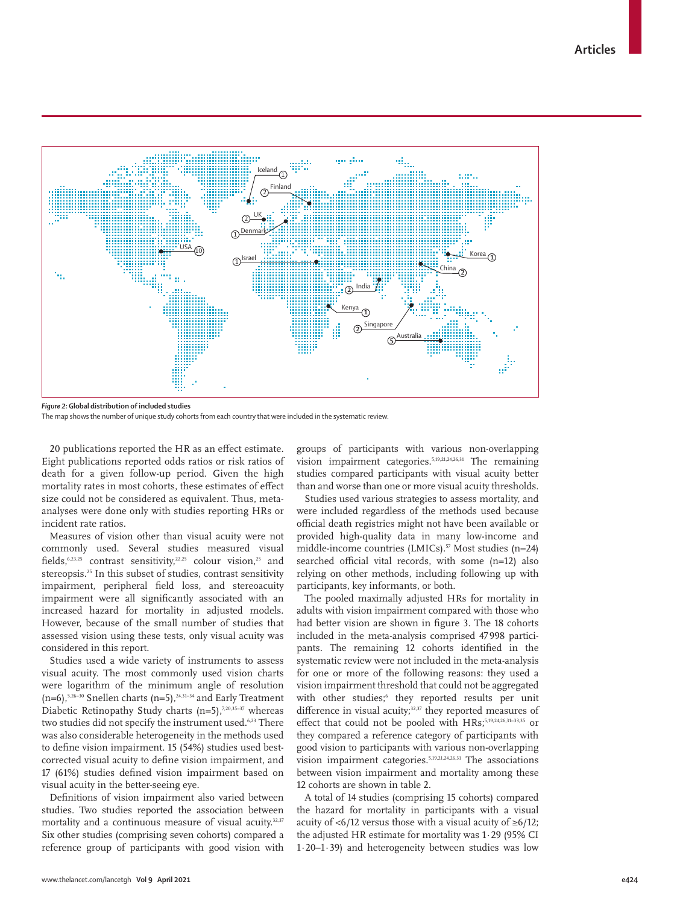*Figure 2:* **Global distribution of included studies**

The map shows the number of unique study cohorts from each country that were included in the systematic review.

20 publications reported the HR as an effect estimate. Eight publications reported odds ratios or risk ratios of death for a given follow-up period. Given the high mortality rates in most cohorts, these estimates of effect size could not be considered as equivalent. Thus, meta-analyses were done only with studies reporting HRs or incident rate ratios.

Measures of vision other than visual acuity were not commonly used. Several studies measured visual fields,[6,23,25] contrast sensitivity,[22,25] colour vision,[25] and stereopsis.[25] In this subset of studies, contrast sensitivity impairment, peripheral field loss, and stereoacuity impairment were all significantly associated with an increased hazard for mortality in adjusted models. However, because of the small number of studies that assessed vision using these tests, only visual acuity was considered in this report.

Studies used a wide variety of instruments to assess visual acuity. The most commonly used vision charts were logarithm of the minimum angle of resolution (n=6),[5,26–30] Snellen charts (n=5),[24,31–34] and Early Treatment Diabetic Retinopathy Study charts (n=5),[7,20,35–37] whereas two studies did not specify the instrument used.[6,23] There was also considerable heterogeneity in the methods used to define vision impairment. 15 (54%) studies used best-corrected visual acuity to define vision impairment, and 17 (61%) studies defined vision impairment based on visual acuity in the better-seeing eye.

Definitions of vision impairment also varied between studies. Two studies reported the association between mortality and a continuous measure of visual acuity.[32,37] Six other studies (comprising seven cohorts) compared a reference group of participants with good vision with groups of participants with various non-overlapping vision impairment categories.[5,19,21,24,26,31] The remaining studies compared participants with visual acuity better than and worse than one or more visual acuity thresholds.

Studies used various strategies to assess mortality, and were included regardless of the methods used because official death registries might not have been available or provided high-quality data in many low-income and middle-income countries (LMICs).[57] Most studies (n=24) searched official vital records, with some (n=12) also relying on other methods, including following up with participants, key informants, or both.

The pooled maximally adjusted HRs for mortality in adults with vision impairment compared with those who had better vision are shown in figure 3. The 18 cohorts included in the meta-analysis comprised 47 998 participants. The remaining 12 cohorts identified in the systematic review were not included in the meta-analysis for one or more of the following reasons: they used a vision impairment threshold that could not be aggregated with other studies;[6] they reported results per unit difference in visual acuity;[32,37] they reported measures of effect that could not be pooled with HRs;[5,19,24,26,31–33,35] or they compared a reference category of participants with good vision to participants with various non-overlapping vision impairment categories.[5,19,21,24,26,31] The associations between vision impairment and mortality among these 12 cohorts are shown in table 2.

A total of 14 studies (comprising 15 cohorts) compared the hazard for mortality in participants with a visual acuity of <6/12 versus those with a visual acuity of ≥6/12; the adjusted HR estimate for mortality was 1·29 (95% CI 1·20–1·39) and heterogeneity between studies was low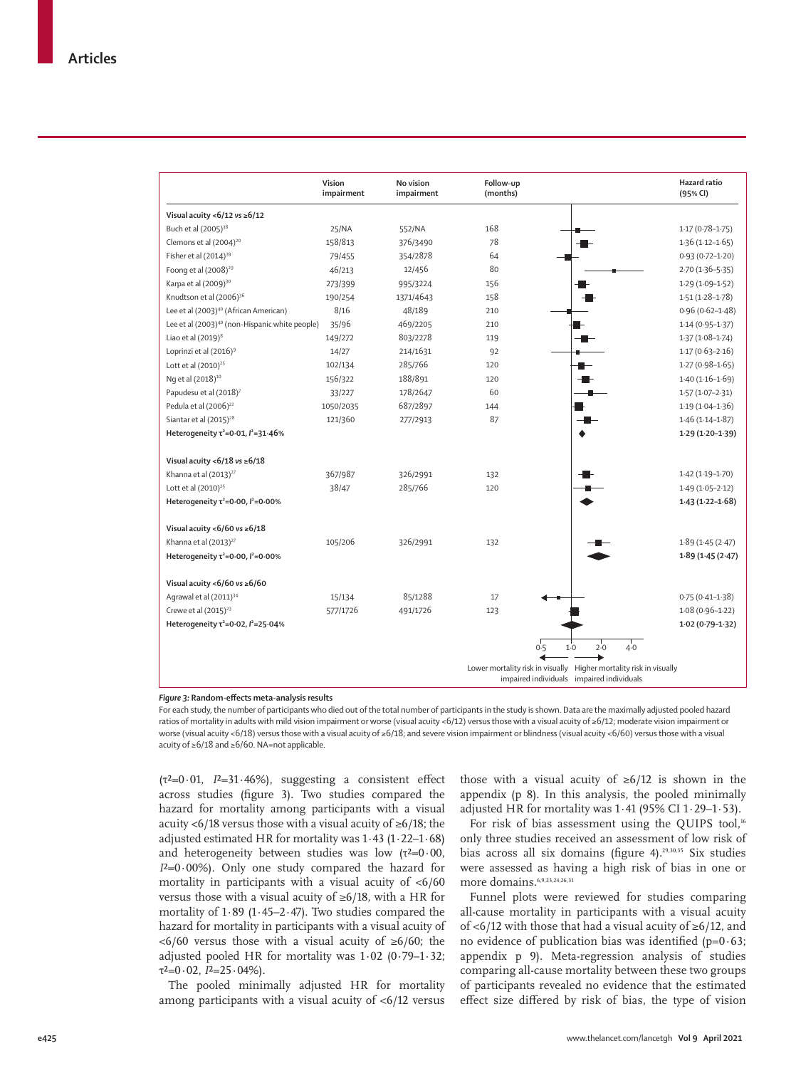| | Vision impairment | No vision impairment | Follow-up (months) | Hazard ratio (95% CI) |
|---|---|---|---|---|
| **Visual acuity <6/12 vs ≥6/12** | | | | |
| Buch et al (2005)[38] | 25/NA | 552/NA | 168 | 1·17 (0·78–1·75) |
| Clemons et al (2004)[20] | 158/813 | 376/3490 | 78 | 1·36 (1·12–1·65) |
| Fisher et al (2014)[39] | 79/455 | 354/2878 | 64 | 0·93 (0·72–1·20) |
| Foong et al (2008)[29] | 46/213 | 12/456 | 80 | 2·70 (1·36–5·35) |
| Karpa et al (2009)[30] | 273/399 | 995/3224 | 156 | 1·29 (1·09–1·52) |
| Knudtson et al (2006)[36] | 190/254 | 1371/4643 | 158 | 1·51 (1·28–1·78) |
| Lee et al (2003)[40] (African American) | 8/16 | 48/189 | 210 | 0·96 (0·62–1·48) |
| Lee et al (2003)[40] (non-Hispanic white people) | 35/96 | 469/2205 | 210 | 1·14 (0·95–1·37) |
| Liao et al (2019)[8] | 149/272 | 803/2278 | 119 | 1·37 (1·08–1·74) |
| Loprinzi et al (2016)[9] | 14/27 | 214/1631 | 92 | 1·17 (0·63–2·16) |
| Lott et al (2010)[25] | 102/134 | 285/766 | 120 | 1·27 (0·98–1·65) |
| Ng et al (2018)[10] | 156/322 | 188/891 | 120 | 1·40 (1·16–1·69) |
| Papudesu et al (2018)[7] | 33/227 | 178/2647 | 60 | 1·57 (1·07–2·31) |
| Pedula et al (2006)[22] | 1050/2035 | 687/2897 | 144 | 1·19 (1·04–1·36) |
| Siantar et al (2015)[28] | 121/360 | 277/2913 | 87 | 1·46 (1·14–1·87) |
| **Heterogeneity $\tau^2$=0·01, $I^2$=31·46%** | | | | **1·29 (1·20–1·39)** |
| **Visual acuity <6/18 vs ≥6/18** | | | | |
| Khanna et al (2013)[27] | 367/987 | 326/2991 | 132 | 1·42 (1·19–1·70) |
| Lott et al (2010)[25] | 38/47 | 285/766 | 120 | 1·49 (1·05–2·12) |
| **Heterogeneity $\tau^2$=0·00, $I^2$=0·00%** | | | | **1·43 (1·22–1·68)** |
| **Visual acuity <6/60 vs ≥6/18** | | | | |
| Khanna et al (2013)[27] | 105/206 | 326/2991 | 132 | 1·89 (1·45 (2·47) |
| **Heterogeneity $\tau^2$=0·00, $I^2$=0·00%** | | | | **1·89 (1·45 (2·47)** |
| **Visual acuity <6/60 vs ≥6/60** | | | | |
| Agrawal et al (2011)[34] | 15/134 | 85/1288 | 17 | 0·75 (0·41–1·38) |
| Crewe et al (2015)[23] | 577/1726 | 491/1726 | 123 | 1·08 (0·96–1·22) |
| **Heterogeneity $\tau^2$=0·02, $I^2$=25·04%** | | | | **1·02 (0·79–1·32)** |

Forest plot axis: 0·5, 1·0, 2·0, 4·0. ← Lower mortality risk in visually impaired individuals | Higher mortality risk in visually impaired individuals →

*Figure 3:* **Random-effects meta-analysis results**

For each study, the number of participants who died out of the total number of participants in the study is shown. Data are the maximally adjusted pooled hazard ratios of mortality in adults with mild vision impairment or worse (visual acuity <6/12) versus those with a visual acuity of ≥6/12; moderate vision impairment or worse (visual acuity <6/18) versus those with a visual acuity of ≥6/18; and severe vision impairment or blindness (visual acuity <6/60) versus those with a visual acuity of ≥6/18 and ≥6/60. NA=not applicable.

($\tau^2$=0·01, $I^2$=31·46%), suggesting a consistent effect across studies (figure 3). Two studies compared the hazard for mortality among participants with a visual acuity <6/18 versus those with a visual acuity of ≥6/18; the adjusted estimated HR for mortality was 1·43 (1·22–1·68) and heterogeneity between studies was low ($\tau^2$=0·00, $I^2$=0·00%). Only one study compared the hazard for mortality in participants with a visual acuity of <6/60 versus those with a visual acuity of ≥6/18, with a HR for mortality of 1·89 (1·45–2·47). Two studies compared the hazard for mortality in participants with a visual acuity of <6/60 versus those with a visual acuity of ≥6/60; the adjusted pooled HR for mortality was 1·02 (0·79–1·32; $\tau^2$=0·02, $I^2$=25·04%).

The pooled minimally adjusted HR for mortality among participants with a visual acuity of <6/12 versus those with a visual acuity of ≥6/12 is shown in the appendix (p 8). In this analysis, the pooled minimally adjusted HR for mortality was 1·41 (95% CI 1·29–1·53).

For risk of bias assessment using the QUIPS tool,[16] only three studies received an assessment of low risk of bias across all six domains (figure 4).[29,30,35] Six studies were assessed as having a high risk of bias in one or more domains.[6,9,23,24,26,31]

Funnel plots were reviewed for studies comparing all-cause mortality in participants with a visual acuity of <6/12 with those that had a visual acuity of ≥6/12, and no evidence of publication bias was identified (p=0·63; appendix p 9). Meta-regression analysis of studies comparing all-cause mortality between these two groups of participants revealed no evidence that the estimated effect size differed by risk of bias, the type of vision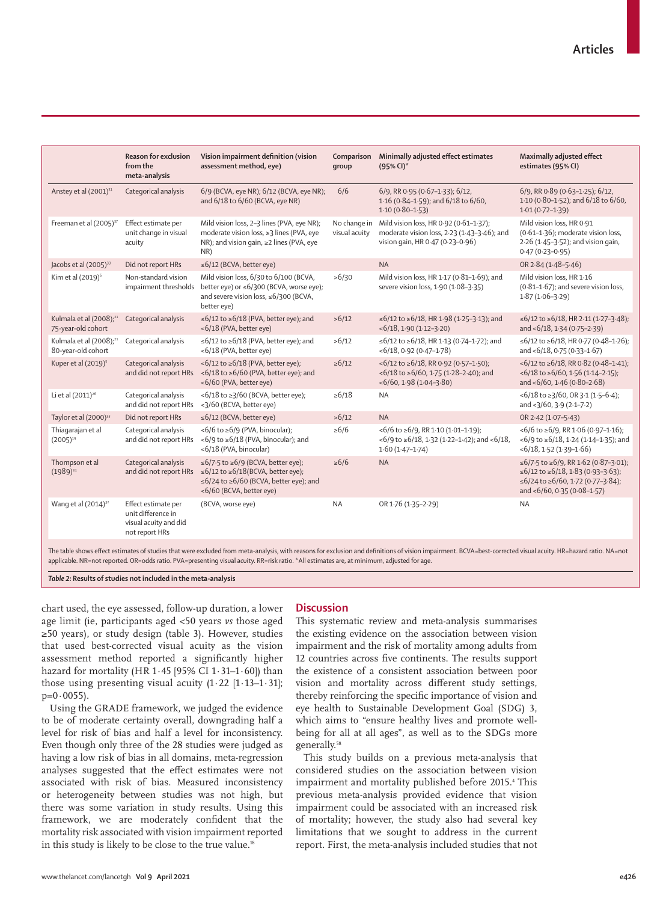| | Reason for exclusion from the meta-analysis | Vision impairment definition (vision assessment method, eye) | Comparison group | Minimally adjusted effect estimates (95% CI)* | Maximally adjusted effect estimates (95% CI) |
|---|---|---|---|---|---|
| Anstey et al (2001)[31] | Categorical analysis | 6/9 (BCVA, eye NR); 6/12 (BCVA, eye NR); and 6/18 to 6/60 (BCVA, eye NR) | 6/6 | 6/9, RR 0·95 (0·67–1·33); 6/12, 1·16 (0·84–1·59); and 6/18 to 6/60, 1·10 (0·80–1·53) | 6/9, RR 0·89 (0·63–1·25); 6/12, 1·10 (0·80–1·52); and 6/18 to 6/60, 1·01 (0·72–1·39) |
| Freeman et al (2005)[37] | Effect estimate per unit change in visual acuity | Mild vision loss, 2–3 lines (PVA, eye NR); moderate vision loss, ≥3 lines (PVA, eye NR); and vision gain, ≥2 lines (PVA, eye NR) | No change in visual acuity | Mild vision loss, HR 0·92 (0·61–1·37); moderate vision loss, 2·23 (1·43–3·46); and vision gain, HR 0·47 (0·23–0·96) | Mild vision loss, HR 0·91 (0·61–1·36); moderate vision loss, 2·26 (1·45–3·52); and vision gain, 0·47 (0·23–0·95) |
| Jacobs et al (2005)[33] | Did not report HRs | ≤6/12 (BCVA, better eye) | | NA | OR 2·84 (1·48–5·46) |
| Kim et al (2019)[6] | Non-standard vision impairment thresholds | Mild vision loss, 6/30 to 6/100 (BCVA, better eye) or ≤6/300 (BCVA, worse eye); and severe vision loss, ≤6/300 (BCVA, better eye) | >6/30 | Mild vision loss, HR 1·17 (0·81–1·69); and severe vision loss, 1·90 (1·08–3·35) | Mild vision loss, HR 1·16 (0·81–1·67); and severe vision loss, 1·87 (1·06–3·29) |
| Kulmala et al (2008);[21] 75-year-old cohort | Categorical analysis | ≤6/12 to ≥6/18 (PVA, better eye); and <6/18 (PVA, better eye) | >6/12 | ≤6/12 to ≥6/18, HR 1·98 (1·25–3·13); and <6/18, 1·90 (1·12–3·20) | ≤6/12 to ≥6/18, HR 2·11 (1·27–3·48); and <6/18, 1·34 (0·75–2·39) |
| Kulmala et al (2008);[21] 80-year-old cohort | Categorical analysis | ≤6/12 to ≥6/18 (PVA, better eye); and <6/18 (PVA, better eye) | >6/12 | ≤6/12 to ≥6/18, HR 1·13 (0·74–1·72); and <6/18, 0·92 (0·47–1·78) | ≤6/12 to ≥6/18, HR 0·77 (0·48–1·26); and <6/18, 0·75 (0·33–1·67) |
| Kuper et al (2019)[5] | Categorical analysis and did not report HRs | <6/12 to ≥6/18 (PVA, better eye); <6/18 to ≥6/60 (PVA, better eye); and <6/60 (PVA, better eye) | ≥6/12 | <6/12 to ≥6/18, RR 0·92 (0·57–1·50); <6/18 to ≥6/60, 1·75 (1·28–2·40); and <6/60, 1·98 (1·04–3·80) | <6/12 to ≥6/18, RR 0·82 (0·48–1·41); <6/18 to ≥6/60, 1·56 (1·14–2·15); and <6/60, 1·46 (0·80–2·68) |
| Li et al (2011)[26] | Categorical analysis and did not report HRs | <6/18 to ≥3/60 (BCVA, better eye); <3/60 (BCVA, better eye) | ≥6/18 | NA | <6/18 to ≥3/60, OR 3·1 (1·5–6·4); and <3/60, 3·9 (2·1–7·2) |
| Taylor et al (2000)[35] | Did not report HRs | ≤6/12 (BCVA, better eye) | >6/12 | NA | OR 2·42 (1·07–5·43) |
| Thiagarajan et al (2005)[19] | Categorical analysis and did not report HRs | <6/6 to ≥6/9 (PVA, binocular); <6/9 to ≥6/18 (PVA, binocular); and <6/18 (PVA, binocular) | ≥6/6 | <6/6 to ≥6/9, RR 1·10 (1·01–1·19); <6/9 to ≥6/18, 1·32 (1·22–1·42); and <6/18, 1·60 (1·47–1·74) | <6/6 to ≥6/9, RR 1·06 (0·97–1·16); <6/9 to ≥6/18, 1·24 (1·14–1·35); and <6/18, 1·52 (1·39–1·66) |
| Thompson et al (1989)[24] | Categorical analysis and did not report HRs | ≤6/7·5 to ≥6/9 (BCVA, better eye); ≤6/12 to ≥6/18(BCVA, better eye); ≤6/24 to ≥6/60 (BCVA, better eye) and <6/60 (BCVA, better eye) | ≥6/6 | NA | ≤6/7·5 to ≥6/9, RR 1·62 (0·87–3·01); ≤6/12 to ≥6/18, 1·83 (0·93–3·63); ≤6/24 to ≥6/60, 1·72 (0·77–3·84); and <6/60, 0·35 (0·08–1·57) |
| Wang et al (2014)[32] | Effect estimate per unit difference in visual acuity and did not report HRs | (BCVA, worse eye) | NA | OR 1·76 (1·35–2·29) | NA |

The table shows effect estimates of studies that were excluded from meta-analysis, with reasons for exclusion and definitions of vision impairment. BCVA=best-corrected visual acuity. HR=hazard ratio. NA=not applicable. NR=not reported. OR=odds ratio. PVA=presenting visual acuity. RR=risk ratio. *All estimates are, at minimum, adjusted for age.

***Table 2:* Results of studies not included in the meta-analysis**

chart used, the eye assessed, follow-up duration, a lower age limit (ie, participants aged <50 years *vs* those aged ≥50 years), or study design (table 3). However, studies that used best-corrected visual acuity as the vision assessment method reported a significantly higher hazard for mortality (HR 1·45 [95% CI 1·31–1·60]) than those using presenting visual acuity (1·22 [1·13–1·31]; p=0·0055).

Using the GRADE framework, we judged the evidence to be of moderate certainty overall, downgrading half a level for risk of bias and half a level for inconsistency. Even though only three of the 28 studies were judged as having a low risk of bias in all domains, meta-regression analyses suggested that the effect estimates were not associated with risk of bias. Measured inconsistency or heterogeneity between studies was not high, but there was some variation in study results. Using this framework, we are moderately confident that the mortality risk associated with vision impairment reported in this study is likely to be close to the true value.[18]

## Discussion

This systematic review and meta-analysis summarises the existing evidence on the association between vision impairment and the risk of mortality among adults from 12 countries across five continents. The results support the existence of a consistent association between poor vision and mortality across different study settings, thereby reinforcing the specific importance of vision and eye health to Sustainable Development Goal (SDG) 3, which aims to "ensure healthy lives and promote well-being for all at all ages", as well as to the SDGs more generally.[58]

This study builds on a previous meta-analysis that considered studies on the association between vision impairment and mortality published before 2015.[4] This previous meta-analysis provided evidence that vision impairment could be associated with an increased risk of mortality; however, the study also had several key limitations that we sought to address in the current report. First, the meta-analysis included studies that not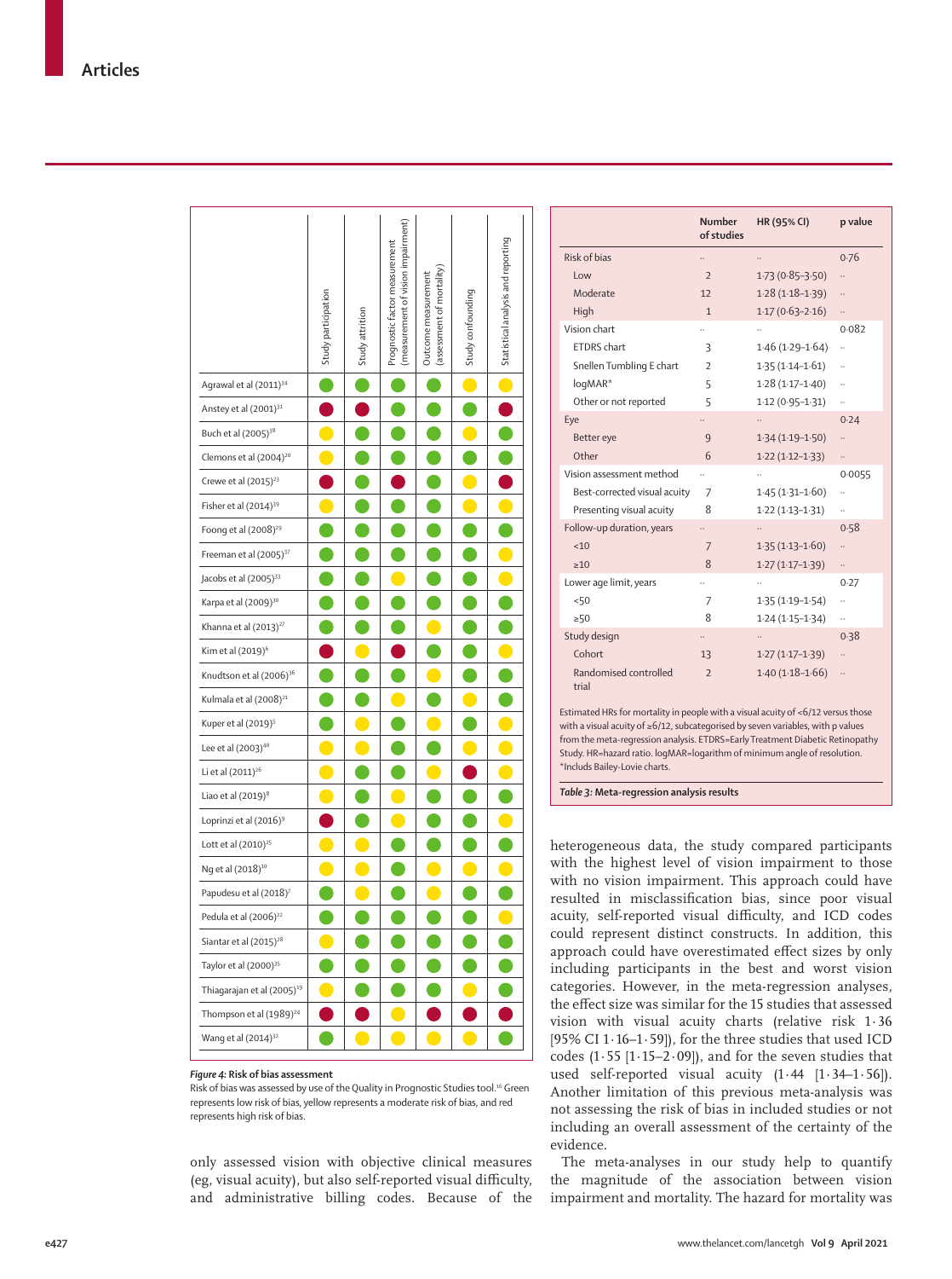| | Study participation | Study attrition | Prognostic factor measurement (measurement of vision impairment) | Outcome measurement (assessment of mortality) | Study confounding | Statistical analysis and reporting |
|---|---|---|---|---|---|---|
| Agrawal et al (2011)[34] | Low | Low | Low | Low | Moderate | Moderate |
| Anstey et al (2001)[31] | High | High | Low | Low | Low | High |
| Buch et al (2005)[38] | Moderate | Low | Low | Low | Moderate | Low |
| Clemons et al (2004)[20] | Moderate | Low | Low | Low | Low | Low |
| Crewe et al (2015)[23] | High | Low | High | Low | Moderate | High |
| Fisher et al (2014)[39] | Moderate | Low | Low | Low | Moderate | Moderate |
| Foong et al (2008)[29] | Low | Low | Low | Low | Low | Low |
| Freeman et al (2005)[37] | Low | Low | Low | Low | Low | Moderate |
| Jacobs et al (2005)[33] | Low | Low | Moderate | Low | Low | Moderate |
| Karpa et al (2009)[30] | Low | Low | Low | Low | Low | Low |
| Khanna et al (2013)[27] | Low | Low | Low | Moderate | Low | Low |
| Kim et al (2019)[6] | High | Moderate | High | Low | Low | Moderate |
| Knudtson et al (2006)[36] | Low | Low | Low | Moderate | Low | Low |
| Kulmala et al (2008)[21] | Low | Low | Moderate | Low | Moderate | Low |
| Kuper et al (2019)[5] | Low | Moderate | Low | Moderate | Low | Moderate |
| Lee et al (2003)[40] | Moderate | Moderate | Low | Low | Moderate | Moderate |
| Li et al (2011)[26] | Moderate | Low | Low | Moderate | High | Moderate |
| Liao et al (2019)[8] | Moderate | Low | Moderate | Low | Low | Low |
| Loprinzi et al (2016)[9] | High | Low | Moderate | Low | Low | Moderate |
| Lott et al (2010)[25] | Moderate | Moderate | Low | Low | Low | Low |
| Ng et al (2018)[10] | Moderate | Moderate | Low | Moderate | Moderate | Moderate |
| Papudesu et al (2018)[7] | Low | Moderate | Low | Moderate | Low | Low |
| Pedula et al (2006)[22] | Low | Low | Low | Low | Low | Moderate |
| Siantar et al (2015)[28] | Moderate | Low | Low | Low | Low | Low |
| Taylor et al (2000)[35] | Low | Low | Low | Low | Low | Low |
| Thiagarajan et al (2005)[19] | Moderate | Low | Low | Low | Moderate | Low |
| Thompson et al (1989)[24] | High | High | Moderate | High | High | High |
| Wang et al (2014)[32] | Low | Moderate | Moderate | Moderate | Moderate | Low |

*Figure 4:* **Risk of bias assessment**
Risk of bias was assessed by use of the Quality in Prognostic Studies tool.[16] Green represents low risk of bias, yellow represents a moderate risk of bias, and red represents high risk of bias.

| | Number of studies | HR (95% CI) | p value |
|---|---|---|---|
| Risk of bias | .. | .. | 0·76 |
| Low | 2 | 1·73 (0·85–3·50) | .. |
| Moderate | 12 | 1·28 (1·18–1·39) | .. |
| High | 1 | 1·17 (0·63–2·16) | .. |
| Vision chart | .. | .. | 0·082 |
| ETDRS chart | 3 | 1·46 (1·29–1·64) | .. |
| Snellen Tumbling E chart | 2 | 1·35 (1·14–1·61) | .. |
| logMAR* | 5 | 1·28 (1·17–1·40) | .. |
| Other or not reported | 5 | 1·12 (0·95–1·31) | .. |
| Eye | .. | .. | 0·24 |
| Better eye | 9 | 1·34 (1·19–1·50) | .. |
| Other | 6 | 1·22 (1·12–1·33) | .. |
| Vision assessment method | .. | .. | 0·0055 |
| Best-corrected visual acuity | 7 | 1·45 (1·31–1·60) | .. |
| Presenting visual acuity | 8 | 1·22 (1·13–1·31) | .. |
| Follow-up duration, years | .. | .. | 0·58 |
| <10 | 7 | 1·35 (1·13–1·60) | .. |
| ≥10 | 8 | 1·27 (1·17–1·39) | .. |
| Lower age limit, years | .. | .. | 0·27 |
| <50 | 7 | 1·35 (1·19–1·54) | .. |
| ≥50 | 8 | 1·24 (1·15–1·34) | .. |
| Study design | .. | .. | 0·38 |
| Cohort | 13 | 1·27 (1·17–1·39) | .. |
| Randomised controlled trial | 2 | 1·40 (1·18–1·66) | .. |

Estimated HRs for mortality in people with a visual acuity of <6/12 versus those with a visual acuity of ≥6/12, subcategorised by seven variables, with p values from the meta-regression analysis. ETDRS=Early Treatment Diabetic Retinopathy Study. HR=hazard ratio. logMAR=logarithm of minimum angle of resolution. *Includs Bailey-Lovie charts.

*Table 3:* **Meta-regression analysis results**

only assessed vision with objective clinical measures (eg, visual acuity), but also self-reported visual difficulty, and administrative billing codes. Because of the heterogeneous data, the study compared participants with the highest level of vision impairment to those with no vision impairment. This approach could have resulted in misclassification bias, since poor visual acuity, self-reported visual difficulty, and ICD codes could represent distinct constructs. In addition, this approach could have overestimated effect sizes by only including participants in the best and worst vision categories. However, in the meta-regression analyses, the effect size was similar for the 15 studies that assessed vision with visual acuity charts (relative risk 1·36 [95% CI 1·16–1·59]), for the three studies that used ICD codes (1·55 [1·15–2·09]), and for the seven studies that used self-reported visual acuity (1·44 [1·34–1·56]). Another limitation of this previous meta-analysis was not assessing the risk of bias in included studies or not including an overall assessment of the certainty of the evidence.

The meta-analyses in our study help to quantify the magnitude of the association between vision impairment and mortality. The hazard for mortality was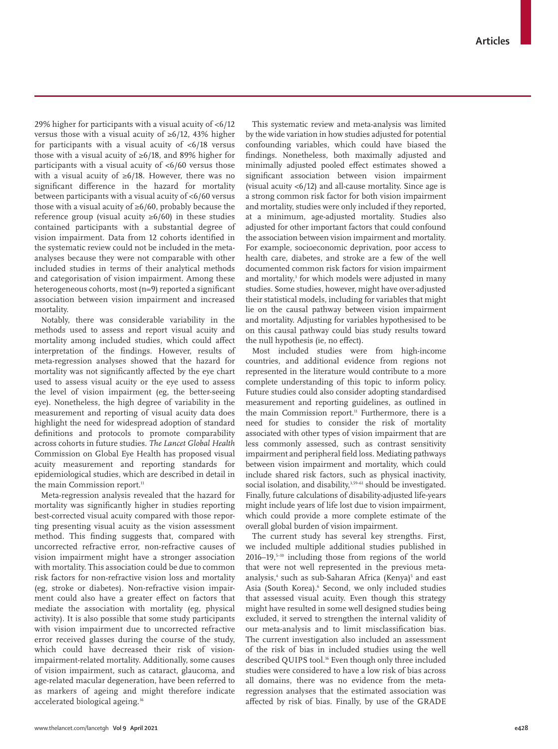29% higher for participants with a visual acuity of <6/12 versus those with a visual acuity of ≥6/12, 43% higher for participants with a visual acuity of <6/18 versus those with a visual acuity of ≥6/18, and 89% higher for participants with a visual acuity of <6/60 versus those with a visual acuity of ≥6/18. However, there was no significant difference in the hazard for mortality between participants with a visual acuity of <6/60 versus those with a visual acuity of ≥6/60, probably because the reference group (visual acuity ≥6/60) in these studies contained participants with a substantial degree of vision impairment. Data from 12 cohorts identified in the systematic review could not be included in the meta-analyses because they were not comparable with other included studies in terms of their analytical methods and categorisation of vision impairment. Among these heterogeneous cohorts, most (n=9) reported a significant association between vision impairment and increased mortality.

Notably, there was considerable variability in the methods used to assess and report visual acuity and mortality among included studies, which could affect interpretation of the findings. However, results of meta-regression analyses showed that the hazard for mortality was not significantly affected by the eye chart used to assess visual acuity or the eye used to assess the level of vision impairment (eg, the better-seeing eye). Nonetheless, the high degree of variability in the measurement and reporting of visual acuity data does highlight the need for widespread adoption of standard definitions and protocols to promote comparability across cohorts in future studies. *The Lancet Global Health* Commission on Global Eye Health has proposed visual acuity measurement and reporting standards for epidemiological studies, which are described in detail in the main Commission report.[11]

Meta-regression analysis revealed that the hazard for mortality was significantly higher in studies reporting best-corrected visual acuity compared with those reporting presenting visual acuity as the vision assessment method. This finding suggests that, compared with uncorrected refractive error, non-refractive causes of vision impairment might have a stronger association with mortality. This association could be due to common risk factors for non-refractive vision loss and mortality (eg, stroke or diabetes). Non-refractive vision impairment could also have a greater effect on factors that mediate the association with mortality (eg, physical activity). It is also possible that some study participants with vision impairment due to uncorrected refractive error received glasses during the course of the study, which could have decreased their risk of vision-impairment-related mortality. Additionally, some causes of vision impairment, such as cataract, glaucoma, and age-related macular degeneration, have been referred to as markers of ageing and might therefore indicate accelerated biological ageing.[36]

This systematic review and meta-analysis was limited by the wide variation in how studies adjusted for potential confounding variables, which could have biased the findings. Nonetheless, both maximally adjusted and minimally adjusted pooled effect estimates showed a significant association between vision impairment (visual acuity <6/12) and all-cause mortality. Since age is a strong common risk factor for both vision impairment and mortality, studies were only included if they reported, at a minimum, age-adjusted mortality. Studies also adjusted for other important factors that could confound the association between vision impairment and mortality. For example, socioeconomic deprivation, poor access to health care, diabetes, and stroke are a few of the well documented common risk factors for vision impairment and mortality,[3] for which models were adjusted in many studies. Some studies, however, might have over-adjusted their statistical models, including for variables that might lie on the causal pathway between vision impairment and mortality. Adjusting for variables hypothesised to be on this causal pathway could bias study results toward the null hypothesis (ie, no effect).

Most included studies were from high-income countries, and additional evidence from regions not represented in the literature would contribute to a more complete understanding of this topic to inform policy. Future studies could also consider adopting standardised measurement and reporting guidelines, as outlined in the main Commission report.[11] Furthermore, there is a need for studies to consider the risk of mortality associated with other types of vision impairment that are less commonly assessed, such as contrast sensitivity impairment and peripheral field loss. Mediating pathways between vision impairment and mortality, which could include shared risk factors, such as physical inactivity, social isolation, and disability,[3,59–61] should be investigated. Finally, future calculations of disability-adjusted life-years might include years of life lost due to vision impairment, which could provide a more complete estimate of the overall global burden of vision impairment.

The current study has several key strengths. First, we included multiple additional studies published in 2016–19,[5–10] including those from regions of the world that were not well represented in the previous meta-analysis,[4] such as sub-Saharan Africa (Kenya)[5] and east Asia (South Korea).[6] Second, we only included studies that assessed visual acuity. Even though this strategy might have resulted in some well designed studies being excluded, it served to strengthen the internal validity of our meta-analysis and to limit misclassification bias. The current investigation also included an assessment of the risk of bias in included studies using the well described QUIPS tool.[16] Even though only three included studies were considered to have a low risk of bias across all domains, there was no evidence from the meta-regression analyses that the estimated association was affected by risk of bias. Finally, by use of the GRADE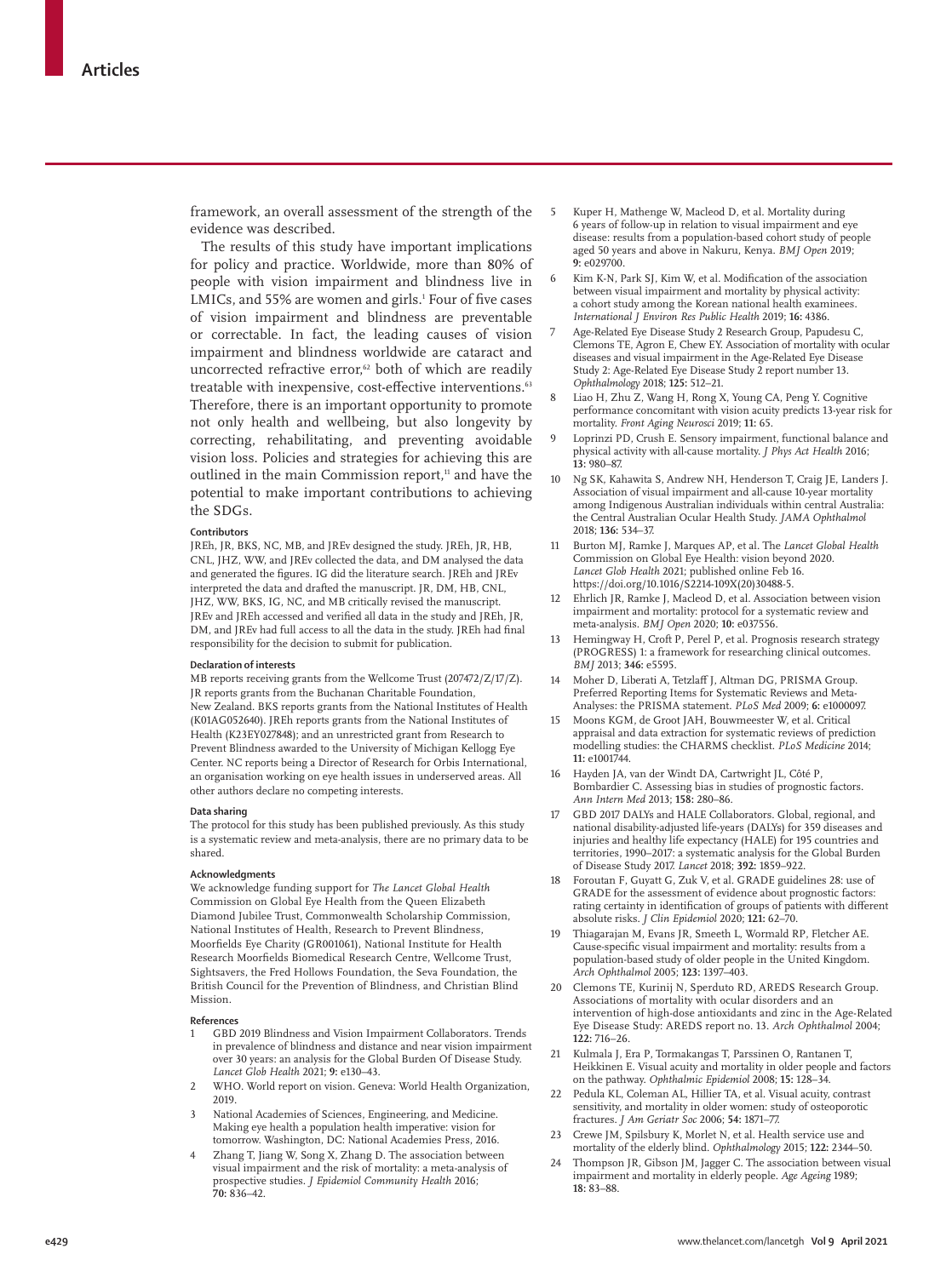framework, an overall assessment of the strength of the evidence was described.

The results of this study have important implications for policy and practice. Worldwide, more than 80% of people with vision impairment and blindness live in LMICs, and 55% are women and girls.[1] Four of five cases of vision impairment and blindness are preventable or correctable. In fact, the leading causes of vision impairment and blindness worldwide are cataract and uncorrected refractive error,[62] both of which are readily treatable with inexpensive, cost-effective interventions.[63] Therefore, there is an important opportunity to promote not only health and wellbeing, but also longevity by correcting, rehabilitating, and preventing avoidable vision loss. Policies and strategies for achieving this are outlined in the main Commission report,[11] and have the potential to make important contributions to achieving the SDGs.

#### Contributors

JREh, JR, BKS, NC, MB, and JREv designed the study. JREh, JR, HB, CNL, JHZ, WW, and JREv collected the data, and DM analysed the data and generated the figures. IG did the literature search. JREh and JREv interpreted the data and drafted the manuscript. JR, DM, HB, CNL, JHZ, WW, BKS, IG, NC, and MB critically revised the manuscript. JREv and JREh accessed and verified all data in the study and JREh, JR, DM, and JREv had full access to all the data in the study. JREh had final responsibility for the decision to submit for publication.

#### Declaration of interests

MB reports receiving grants from the Wellcome Trust (207472/Z/17/Z). JR reports grants from the Buchanan Charitable Foundation, New Zealand. BKS reports grants from the National Institutes of Health (K01AG052640). JREh reports grants from the National Institutes of Health (K23EY027848); and an unrestricted grant from Research to Prevent Blindness awarded to the University of Michigan Kellogg Eye Center. NC reports being a Director of Research for Orbis International, an organisation working on eye health issues in underserved areas. All other authors declare no competing interests.

#### Data sharing

The protocol for this study has been published previously. As this study is a systematic review and meta-analysis, there are no primary data to be shared.

#### Acknowledgments

We acknowledge funding support for *The Lancet Global Health* Commission on Global Eye Health from the Queen Elizabeth Diamond Jubilee Trust, Commonwealth Scholarship Commission, National Institutes of Health, Research to Prevent Blindness, Moorfields Eye Charity (GR001061), National Institute for Health Research Moorfields Biomedical Research Centre, Wellcome Trust, Sightsavers, the Fred Hollows Foundation, the Seva Foundation, the British Council for the Prevention of Blindness, and Christian Blind Mission.

#### References

1. GBD 2019 Blindness and Vision Impairment Collaborators. Trends in prevalence of blindness and distance and near vision impairment over 30 years: an analysis for the Global Burden Of Disease Study. *Lancet Glob Health* 2021; **9:** e130–43.
2. WHO. World report on vision. Geneva: World Health Organization, 2019.
3. National Academies of Sciences, Engineering, and Medicine. Making eye health a population health imperative: vision for tomorrow. Washington, DC: National Academies Press, 2016.
4. Zhang T, Jiang W, Song X, Zhang D. The association between visual impairment and the risk of mortality: a meta-analysis of prospective studies. *J Epidemiol Community Health* 2016; **70:** 836–42.
5. Kuper H, Mathenge W, Macleod D, et al. Mortality during 6 years of follow-up in relation to visual impairment and eye disease: results from a population-based cohort study of people aged 50 years and above in Nakuru, Kenya. *BMJ Open* 2019; **9:** e029700.
6. Kim K-N, Park SJ, Kim W, et al. Modification of the association between visual impairment and mortality by physical activity: a cohort study among the Korean national health examinees. *International J Environ Res Public Health* 2019; **16:** 4386.
7. Age-Related Eye Disease Study 2 Research Group, Papudesu C, Clemons TE, Agron E, Chew EY. Association of mortality with ocular diseases and visual impairment in the Age-Related Eye Disease Study 2: Age-Related Eye Disease Study 2 report number 13. *Ophthalmology* 2018; **125:** 512–21.
8. Liao H, Zhu Z, Wang H, Rong X, Young CA, Peng Y. Cognitive performance concomitant with vision acuity predicts 13-year risk for mortality. *Front Aging Neurosci* 2019; **11:** 65.
9. Loprinzi PD, Crush E. Sensory impairment, functional balance and physical activity with all-cause mortality. *J Phys Act Health* 2016; **13:** 980–87.
10. Ng SK, Kahawita S, Andrew NH, Henderson T, Craig JE, Landers J. Association of visual impairment and all-cause 10-year mortality among Indigenous Australian individuals within central Australia: the Central Australian Ocular Health Study. *JAMA Ophthalmol* 2018; **136:** 534–37.
11. Burton MJ, Ramke J, Marques AP, et al. The *Lancet Global Health* Commission on Global Eye Health: vision beyond 2020. *Lancet Glob Health* 2021; published online Feb 16. https://doi.org/10.1016/S2214-109X(20)30488-5.
12. Ehrlich JR, Ramke J, Macleod D, et al. Association between vision impairment and mortality: protocol for a systematic review and meta-analysis. *BMJ Open* 2020; **10:** e037556.
13. Hemingway H, Croft P, Perel P, et al. Prognosis research strategy (PROGRESS) 1: a framework for researching clinical outcomes. *BMJ* 2013; **346:** e5595.
14. Moher D, Liberati A, Tetzlaff J, Altman DG, PRISMA Group. Preferred Reporting Items for Systematic Reviews and Meta-Analyses: the PRISMA statement. *PLoS Med* 2009; **6:** e1000097.
15. Moons KGM, de Groot JAH, Bouwmeester W, et al. Critical appraisal and data extraction for systematic reviews of prediction modelling studies: the CHARMS checklist. *PLoS Medicine* 2014; **11:** e1001744.
16. Hayden JA, van der Windt DA, Cartwright JL, Côté P, Bombardier C. Assessing bias in studies of prognostic factors. *Ann Intern Med* 2013; **158:** 280–86.
17. GBD 2017 DALYs and HALE Collaborators. Global, regional, and national disability-adjusted life-years (DALYs) for 359 diseases and injuries and healthy life expectancy (HALE) for 195 countries and territories, 1990–2017: a systematic analysis for the Global Burden of Disease Study 2017. *Lancet* 2018; **392:** 1859–922.
18. Foroutan F, Guyatt G, Zuk V, et al. GRADE guidelines 28: use of GRADE for the assessment of evidence about prognostic factors: rating certainty in identification of groups of patients with different absolute risks. *J Clin Epidemiol* 2020; **121:** 62–70.
19. Thiagarajan M, Evans JR, Smeeth L, Wormald RP, Fletcher AE. Cause-specific visual impairment and mortality: results from a population-based study of older people in the United Kingdom. *Arch Ophthalmol* 2005; **123:** 1397–403.
20. Clemons TE, Kurinij N, Sperduto RD, AREDS Research Group. Associations of mortality with ocular disorders and an intervention of high-dose antioxidants and zinc in the Age-Related Eye Disease Study: AREDS report no. 13. *Arch Ophthalmol* 2004; **122:** 716–26.
21. Kulmala J, Era P, Tormakangas T, Parssinen O, Rantanen T, Heikkinen E. Visual acuity and mortality in older people and factors on the pathway. *Ophthalmic Epidemiol* 2008; **15:** 128–34.
22. Pedula KL, Coleman AL, Hillier TA, et al. Visual acuity, contrast sensitivity, and mortality in older women: study of osteoporotic fractures. *J Am Geriatr Soc* 2006; **54:** 1871–77.
23. Crewe JM, Spilsbury K, Morlet N, et al. Health service use and mortality of the elderly blind. *Ophthalmology* 2015; **122:** 2344–50.
24. Thompson JR, Gibson JM, Jagger C. The association between visual impairment and mortality in elderly people. *Age Ageing* 1989; **18:** 83–88.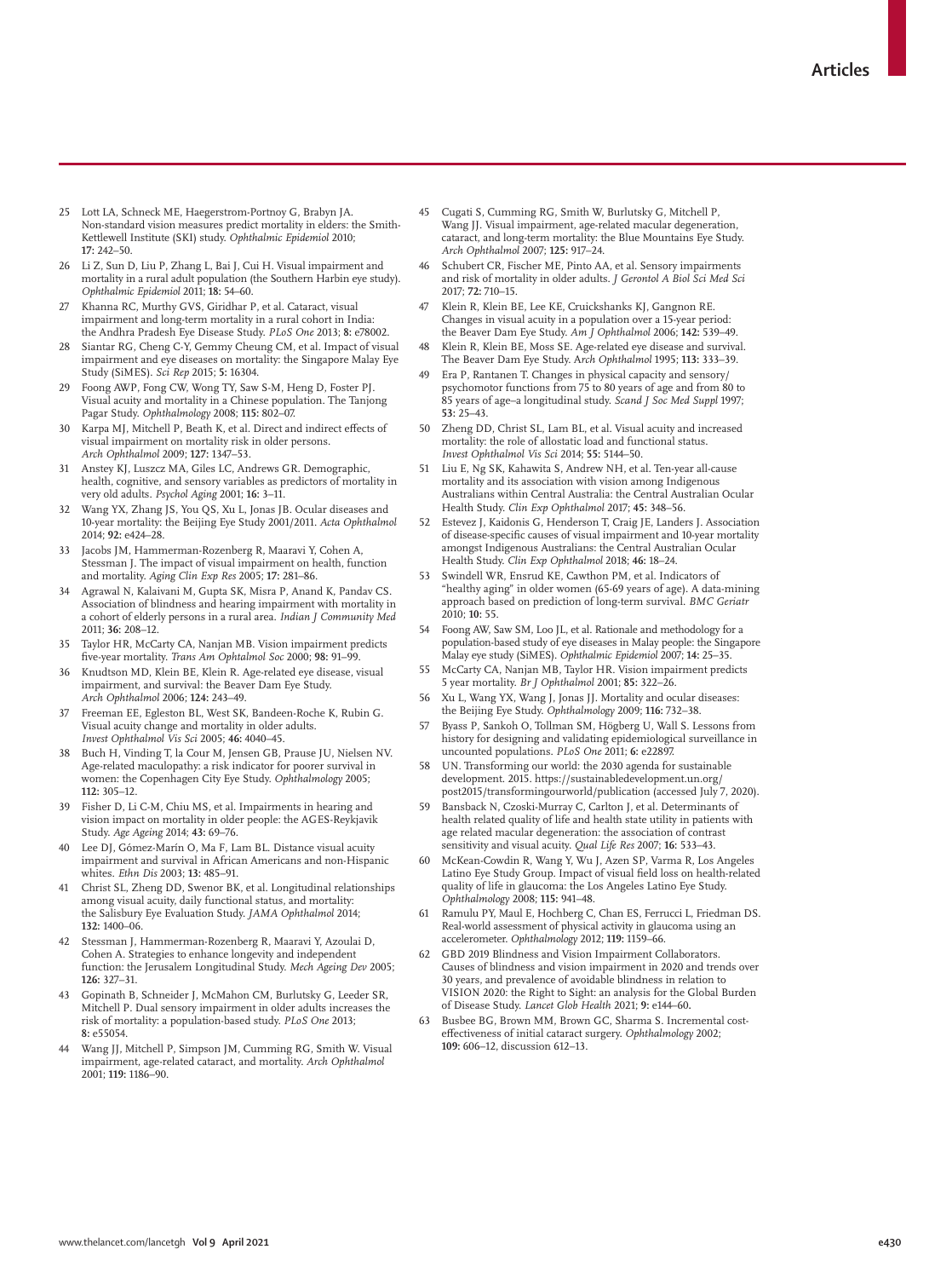25 Lott LA, Schneck ME, Haegerstrom-Portnoy G, Brabyn JA. Non-standard vision measures predict mortality in elders: the Smith-Kettlewell Institute (SKI) study. *Ophthalmic Epidemiol* 2010; **17:** 242–50.

26 Li Z, Sun D, Liu P, Zhang L, Bai J, Cui H. Visual impairment and mortality in a rural adult population (the Southern Harbin eye study). *Ophthalmic Epidemiol* 2011; **18:** 54–60.

27 Khanna RC, Murthy GVS, Giridhar P, et al. Cataract, visual impairment and long-term mortality in a rural cohort in India: the Andhra Pradesh Eye Disease Study. *PLoS One* 2013; **8:** e78002.

28 Siantar RG, Cheng C-Y, Gemmy Cheung CM, et al. Impact of visual impairment and eye diseases on mortality: the Singapore Malay Eye Study (SiMES). *Sci Rep* 2015; **5:** 16304.

29 Foong AWP, Fong CW, Wong TY, Saw S-M, Heng D, Foster PJ. Visual acuity and mortality in a Chinese population. The Tanjong Pagar Study. *Ophthalmology* 2008; **115:** 802–07.

30 Karpa MJ, Mitchell P, Beath K, et al. Direct and indirect effects of visual impairment on mortality risk in older persons. *Arch Ophthalmol* 2009; **127:** 1347–53.

31 Anstey KJ, Luszcz MA, Giles LC, Andrews GR. Demographic, health, cognitive, and sensory variables as predictors of mortality in very old adults. *Psychol Aging* 2001; **16:** 3–11.

32 Wang YX, Zhang JS, You QS, Xu L, Jonas JB. Ocular diseases and 10-year mortality: the Beijing Eye Study 2001/2011. *Acta Ophthalmol* 2014; **92:** e424–28.

33 Jacobs JM, Hammerman-Rozenberg R, Maaravi Y, Cohen A, Stessman J. The impact of visual impairment on health, function and mortality. *Aging Clin Exp Res* 2005; **17:** 281–86.

34 Agrawal N, Kalaivani M, Gupta SK, Misra P, Anand K, Pandav CS. Association of blindness and hearing impairment with mortality in a cohort of elderly persons in a rural area. *Indian J Community Med* 2011; **36:** 208–12.

35 Taylor HR, McCarty CA, Nanjan MB. Vision impairment predicts five-year mortality. *Trans Am Ophthalmol Soc* 2000; **98:** 91–99.

36 Knudtson MD, Klein BE, Klein R. Age-related eye disease, visual impairment, and survival: the Beaver Dam Eye Study. *Arch Ophthalmol* 2006; **124:** 243–49.

37 Freeman EE, Egleston BL, West SK, Bandeen-Roche K, Rubin G. Visual acuity change and mortality in older adults. *Invest Ophthalmol Vis Sci* 2005; **46:** 4040–45.

38 Buch H, Vinding T, la Cour M, Jensen GB, Prause JU, Nielsen NV. Age-related maculopathy: a risk indicator for poorer survival in women: the Copenhagen City Eye Study. *Ophthalmology* 2005; **112:** 305–12.

39 Fisher D, Li C-M, Chiu MS, et al. Impairments in hearing and vision impact on mortality in older people: the AGES-Reykjavik Study. *Age Ageing* 2014; **43:** 69–76.

40 Lee DJ, Gómez-Marín O, Ma F, Lam BL. Distance visual acuity impairment and survival in African Americans and non-Hispanic whites. *Ethn Dis* 2003; **13:** 485–91.

41 Christ SL, Zheng DD, Swenor BK, et al. Longitudinal relationships among visual acuity, daily functional status, and mortality: the Salisbury Eye Evaluation Study. *JAMA Ophthalmol* 2014; **132:** 1400–06.

42 Stessman J, Hammerman-Rozenberg R, Maaravi Y, Azoulai D, Cohen A. Strategies to enhance longevity and independent function: the Jerusalem Longitudinal Study. *Mech Ageing Dev* 2005; **126:** 327–31.

43 Gopinath B, Schneider J, McMahon CM, Burlutsky G, Leeder SR, Mitchell P. Dual sensory impairment in older adults increases the risk of mortality: a population-based study. *PLoS One* 2013; **8:** e55054.

44 Wang JJ, Mitchell P, Simpson JM, Cumming RG, Smith W. Visual impairment, age-related cataract, and mortality. *Arch Ophthalmol* 2001; **119:** 1186–90.

45 Cugati S, Cumming RG, Smith W, Burlutsky G, Mitchell P, Wang JJ. Visual impairment, age-related macular degeneration, cataract, and long-term mortality: the Blue Mountains Eye Study. *Arch Ophthalmol* 2007; **125:** 917–24.

46 Schubert CR, Fischer ME, Pinto AA, et al. Sensory impairments and risk of mortality in older adults. *J Gerontol A Biol Sci Med Sci* 2017; **72:** 710–15.

47 Klein R, Klein BE, Lee KE, Cruickshanks KJ, Gangnon RE. Changes in visual acuity in a population over a 15-year period: the Beaver Dam Eye Study. *Am J Ophthalmol* 2006; **142:** 539–49.

48 Klein R, Klein BE, Moss SE. Age-related eye disease and survival. The Beaver Dam Eye Study. *Arch Ophthalmol* 1995; **113:** 333–39.

49 Era P, Rantanen T. Changes in physical capacity and sensory/psychomotor functions from 75 to 80 years of age and from 80 to 85 years of age–a longitudinal study. *Scand J Soc Med Suppl* 1997; **53:** 25–43.

50 Zheng DD, Christ SL, Lam BL, et al. Visual acuity and increased mortality: the role of allostatic load and functional status. *Invest Ophthalmol Vis Sci* 2014; **55:** 5144–50.

51 Liu E, Ng SK, Kahawita S, Andrew NH, et al. Ten-year all-cause mortality and its association with vision among Indigenous Australians within Central Australia: the Central Australian Ocular Health Study. *Clin Exp Ophthalmol* 2017; **45:** 348–56.

52 Estevez J, Kaidonis G, Henderson T, Craig JE, Landers J. Association of disease-specific causes of visual impairment and 10-year mortality amongst Indigenous Australians: the Central Australian Ocular Health Study. *Clin Exp Ophthalmol* 2018; **46:** 18–24.

53 Swindell WR, Ensrud KE, Cawthon PM, et al. Indicators of "healthy aging" in older women (65-69 years of age). A data-mining approach based on prediction of long-term survival. *BMC Geriatr* 2010; **10:** 55.

54 Foong AW, Saw SM, Loo JL, et al. Rationale and methodology for a population-based study of eye diseases in Malay people: the Singapore Malay eye study (SiMES). *Ophthalmic Epidemiol* 2007; **14:** 25–35.

55 McCarty CA, Nanjan MB, Taylor HR. Vision impairment predicts 5 year mortality. *Br J Ophthalmol* 2001; **85:** 322–26.

56 Xu L, Wang YX, Wang J, Jonas JJ. Mortality and ocular diseases: the Beijing Eye Study. *Ophthalmology* 2009; **116:** 732–38.

57 Byass P, Sankoh O, Tollman SM, Högberg U, Wall S. Lessons from history for designing and validating epidemiological surveillance in uncounted populations. *PLoS One* 2011; **6:** e22897.

58 UN. Transforming our world: the 2030 agenda for sustainable development. 2015. https://sustainabledevelopment.un.org/post2015/transformingourworld/publication (accessed July 7, 2020).

59 Bansback N, Czoski-Murray C, Carlton J, et al. Determinants of health related quality of life and health state utility in patients with age related macular degeneration: the association of contrast sensitivity and visual acuity. *Qual Life Res* 2007; **16:** 533–43.

60 McKean-Cowdin R, Wang Y, Wu J, Azen SP, Varma R, Los Angeles Latino Eye Study Group. Impact of visual field loss on health-related quality of life in glaucoma: the Los Angeles Latino Eye Study. *Ophthalmology* 2008; **115:** 941–48.

61 Ramulu PY, Maul E, Hochberg C, Chan ES, Ferrucci L, Friedman DS. Real-world assessment of physical activity in glaucoma using an accelerometer. *Ophthalmology* 2012; **119:** 1159–66.

62 GBD 2019 Blindness and Vision Impairment Collaborators. Causes of blindness and vision impairment in 2020 and trends over 30 years, and prevalence of avoidable blindness in relation to VISION 2020: the Right to Sight: an analysis for the Global Burden of Disease Study. *Lancet Glob Health* 2021; **9:** e144–60.

63 Busbee BG, Brown MM, Brown GC, Sharma S. Incremental cost-effectiveness of initial cataract surgery. *Ophthalmology* 2002; **109:** 606–12, discussion 612–13.